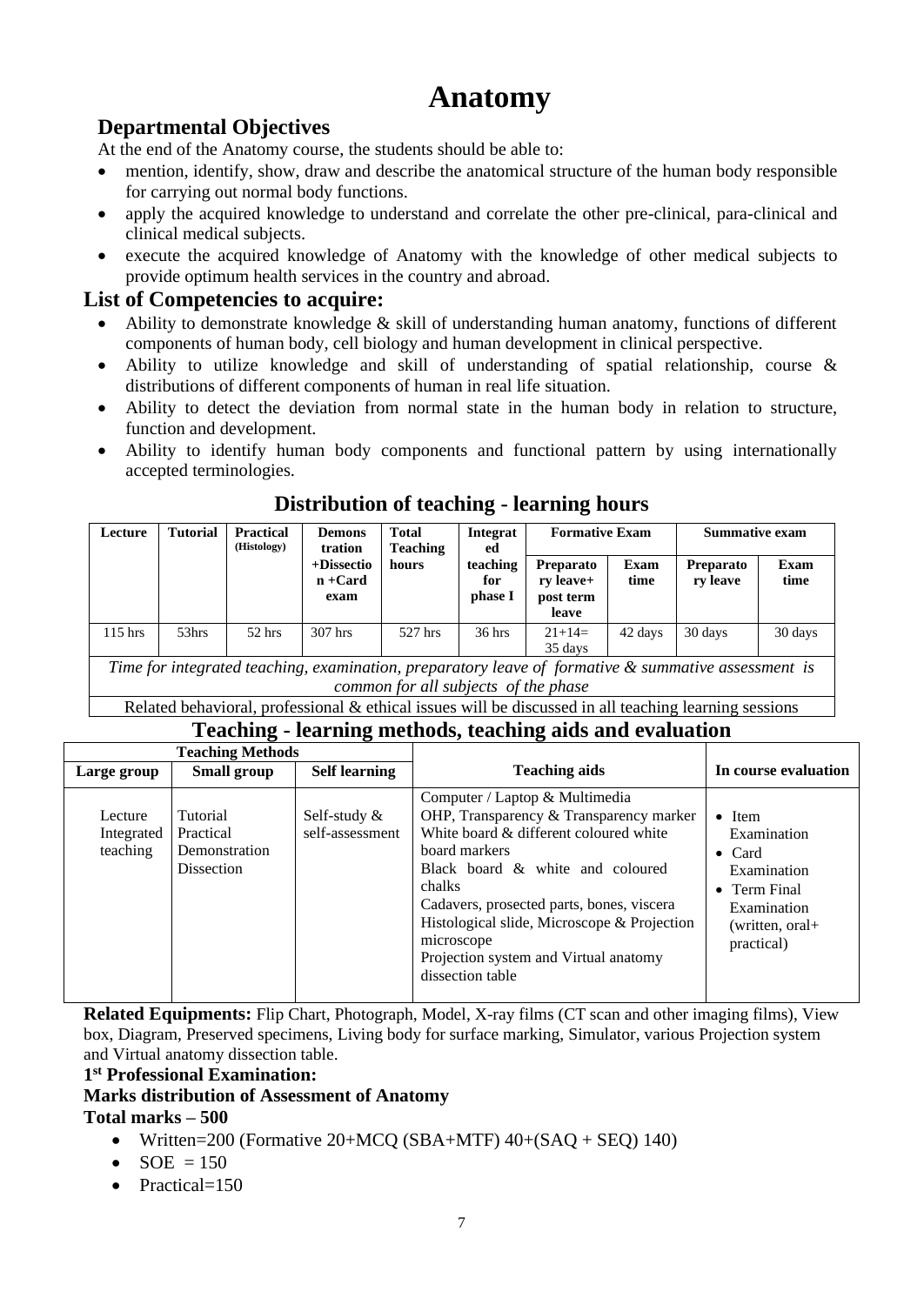# Anatomy

## Departmental Objectives

At the end of the Anatomy course, the students should be able to:

- mention, identify, show, draw and describe the anatomical structure of the human body responsible for carrying out normal body functions.
- apply the acquired knowledge to understand and correlate the other pre-clinical, para-clinical and clinical medical subjects.
- execute the acquired knowledge of Anatomy with the knowledge of other medical subjects to provide optimum health services in the country and abroad.

## List of Competencies to acquire:

- Ability to demonstrate knowledge & skill of understanding human anatomy, functions of different components of human body, cell biology and human development in clinical perspective.
- Ability to utilize knowledge and skill of understanding of spatial relationship, course & distributions of different components of human in real life situation.
- Ability to detect the deviation from normal state in the human body in relation to structure, function and development.
- Ability to identify human body components and functional pattern by using internationally accepted terminologies.

## Distribution of teaching - learning hours

| Lecture | Tutorial | Practical (Histology) | Demonstration +Dissection +Card exam | Total Teaching hours | Integrated teaching for phase I | Formative Exam | | Summative exam | |
|---|---|---|---|---|---|---|---|---|---|
| | | | | | | Preparatory leave+ post term leave | Exam time | Preparatory leave | Exam time |
| 115 hrs | 53hrs | 52 hrs | 307 hrs | 527 hrs | 36 hrs | 21+14= 35 days | 42 days | 30 days | 30 days |
| *Time for integrated teaching, examination, preparatory leave of formative & summative assessment is common for all subjects of the phase* | | | | | | | | | |
| Related behavioral, professional & ethical issues will be discussed in all teaching learning sessions | | | | | | | | | |

## Teaching - learning methods, teaching aids and evaluation

| Teaching Methods | | | Teaching aids | In course evaluation |
|---|---|---|---|---|
| Large group | Small group | Self learning | | |
| Lecture Integrated teaching | Tutorial Practical Demonstration Dissection | Self-study & self-assessment | Computer / Laptop & Multimedia OHP, Transparency & Transparency marker White board & different coloured white board markers Black board & white and coloured chalks Cadavers, prosected parts, bones, viscera Histological slide, Microscope & Projection microscope Projection system and Virtual anatomy dissection table | • Item Examination • Card Examination • Term Final Examination (written, oral+ practical) |

**Related Equipments:** Flip Chart, Photograph, Model, X-ray films (CT scan and other imaging films), View box, Diagram, Preserved specimens, Living body for surface marking, Simulator, various Projection system and Virtual anatomy dissection table.

**1st Professional Examination:**

**Marks distribution of Assessment of Anatomy**

**Total marks – 500**

- Written=200 (Formative 20+MCQ (SBA+MTF) 40+(SAQ + SEQ) 140)
- SOE = 150
- Practical=150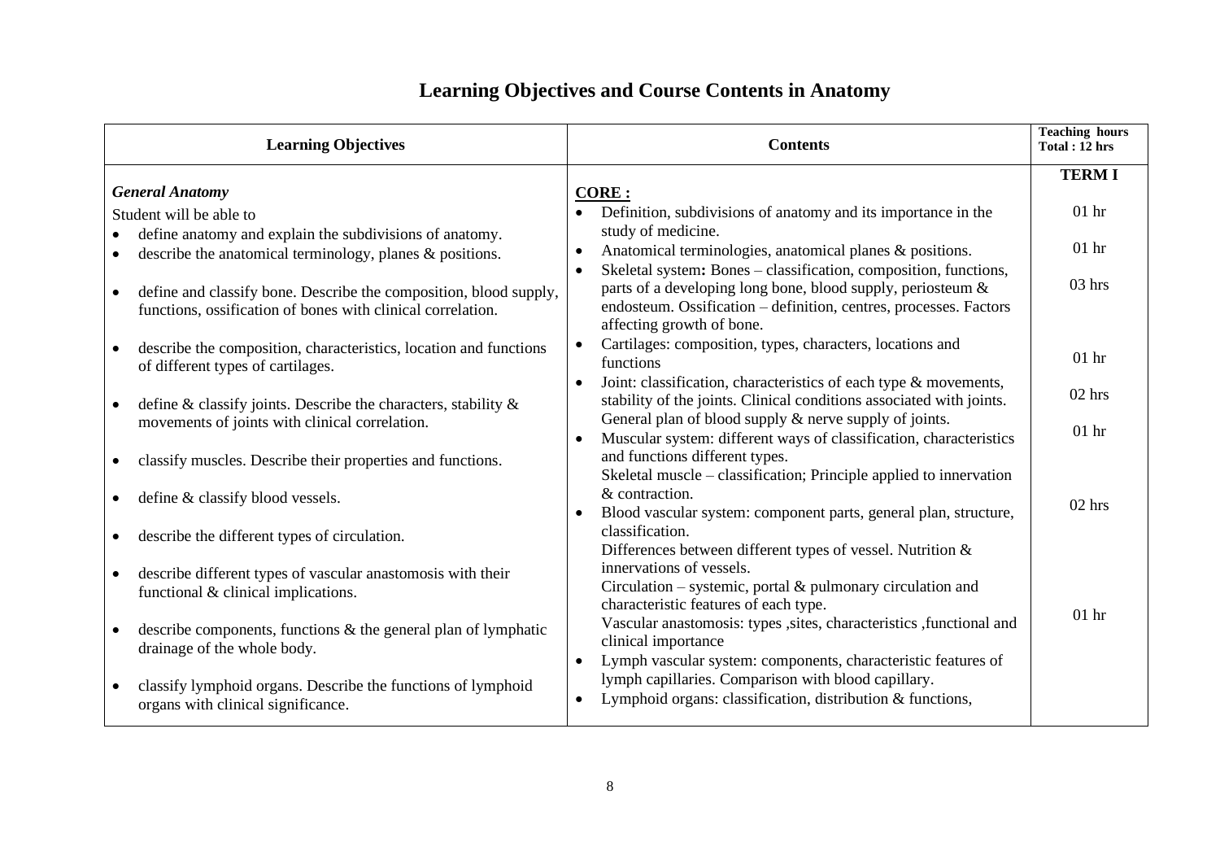# Learning Objectives and Course Contents in Anatomy

| Learning Objectives | Contents | Teaching hours Total : 12 hrs |
|---|---|---|
| | | **TERM I** |
| ***General Anatomy*** Student will be able to | **CORE :** | |
| • define anatomy and explain the subdivisions of anatomy. | • Definition, subdivisions of anatomy and its importance in the study of medicine. | 01 hr |
| • describe the anatomical terminology, planes & positions. | • Anatomical terminologies, anatomical planes & positions. | 01 hr |
| • define and classify bone. Describe the composition, blood supply, functions, ossification of bones with clinical correlation. | • Skeletal system**:** Bones – classification, composition, functions, parts of a developing long bone, blood supply, periosteum & endosteum. Ossification – definition, centres, processes. Factors affecting growth of bone. | 03 hrs |
| • describe the composition, characteristics, location and functions of different types of cartilages. | • Cartilages: composition, types, characters, locations and functions | 01 hr |
| • define & classify joints. Describe the characters, stability & movements of joints with clinical correlation. | • Joint: classification, characteristics of each type & movements, stability of the joints. Clinical conditions associated with joints. General plan of blood supply & nerve supply of joints. | 02 hrs |
| • classify muscles. Describe their properties and functions. | • Muscular system: different ways of classification, characteristics and functions different types. Skeletal muscle – classification; Principle applied to innervation & contraction. | 01 hr |
| • define & classify blood vessels.<br>• describe the different types of circulation.<br>• describe different types of vascular anastomosis with their functional & clinical implications. | • Blood vascular system: component parts, general plan, structure, classification. Differences between different types of vessel. Nutrition & innervations of vessels. Circulation – systemic, portal & pulmonary circulation and characteristic features of each type. Vascular anastomosis: types ,sites, characteristics ,functional and clinical importance | 02 hrs |
| • describe components, functions & the general plan of lymphatic drainage of the whole body.<br>• classify lymphoid organs. Describe the functions of lymphoid organs with clinical significance. | • Lymph vascular system: components, characteristic features of lymph capillaries. Comparison with blood capillary.<br>• Lymphoid organs: classification, distribution & functions, | 01 hr |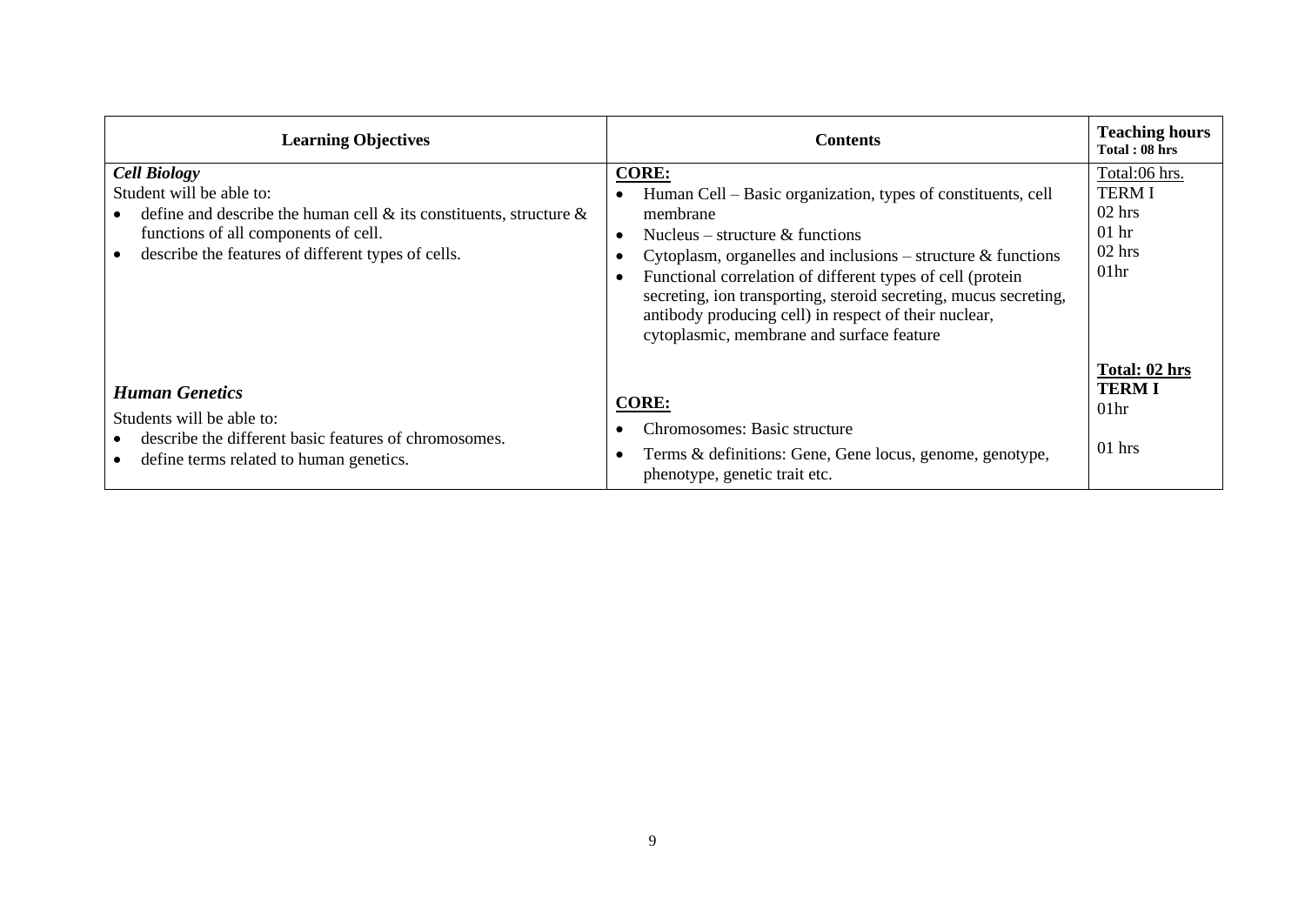| Learning Objectives | Contents | Teaching hours<br>Total : 08 hrs |
|---|---|---|
| ***Cell Biology***<br>Student will be able to:<br>• define and describe the human cell & its constituents, structure & functions of all components of cell.<br>• describe the features of different types of cells. | **CORE:**<br>• Human Cell – Basic organization, types of constituents, cell membrane<br>• Nucleus – structure & functions<br>• Cytoplasm, organelles and inclusions – structure & functions<br>• Functional correlation of different types of cell (protein secreting, ion transporting, steroid secreting, mucus secreting, antibody producing cell) in respect of their nuclear, cytoplasmic, membrane and surface feature | Total:06 hrs.<br>TERM I<br>02 hrs<br>01 hr<br>02 hrs<br>01hr |
| ***Human Genetics***<br>Students will be able to:<br>• describe the different basic features of chromosomes.<br>• define terms related to human genetics. | **CORE:**<br>• Chromosomes: Basic structure<br>• Terms & definitions: Gene, Gene locus, genome, genotype, phenotype, genetic trait etc. | **Total: 02 hrs**<br>**TERM I**<br>01hr<br>01 hrs |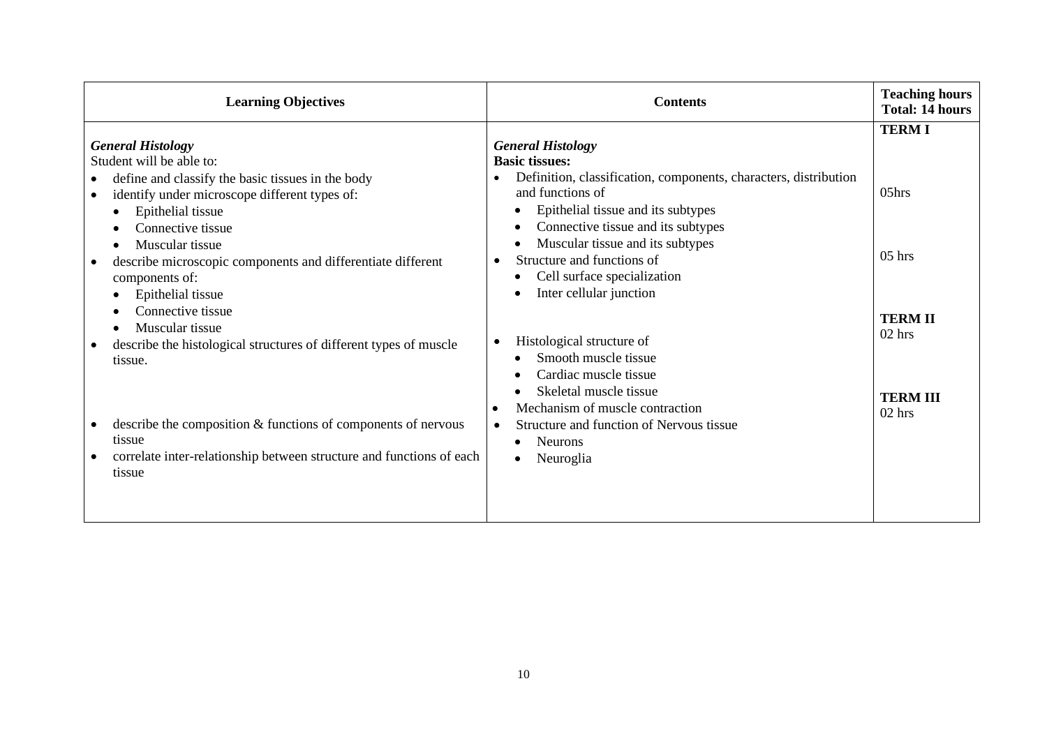| Learning Objectives | Contents | Teaching hours Total: 14 hours |
|---|---|---|
| ***General Histology*** Student will be able to: | ***General Histology*** **Basic tissues:** | **TERM I** |
| • define and classify the basic tissues in the body<br>• identify under microscope different types of:<br>&nbsp;&nbsp;• Epithelial tissue<br>&nbsp;&nbsp;• Connective tissue<br>&nbsp;&nbsp;• Muscular tissue | • Definition, classification, components, characters, distribution and functions of<br>&nbsp;&nbsp;• Epithelial tissue and its subtypes<br>&nbsp;&nbsp;• Connective tissue and its subtypes<br>&nbsp;&nbsp;• Muscular tissue and its subtypes | 05hrs |
| • describe microscopic components and differentiate different components of:<br>&nbsp;&nbsp;• Epithelial tissue<br>&nbsp;&nbsp;• Connective tissue<br>&nbsp;&nbsp;• Muscular tissue | • Structure and functions of<br>&nbsp;&nbsp;• Cell surface specialization<br>&nbsp;&nbsp;• Inter cellular junction | 05 hrs |
| • describe the histological structures of different types of muscle tissue. | • Histological structure of<br>&nbsp;&nbsp;• Smooth muscle tissue<br>&nbsp;&nbsp;• Cardiac muscle tissue<br>&nbsp;&nbsp;• Skeletal muscle tissue<br>• Mechanism of muscle contraction | **TERM II**<br>02 hrs |
| • describe the composition & functions of components of nervous tissue<br>• correlate inter-relationship between structure and functions of each tissue | • Structure and function of Nervous tissue<br>&nbsp;&nbsp;• Neurons<br>&nbsp;&nbsp;• Neuroglia | **TERM III**<br>02 hrs |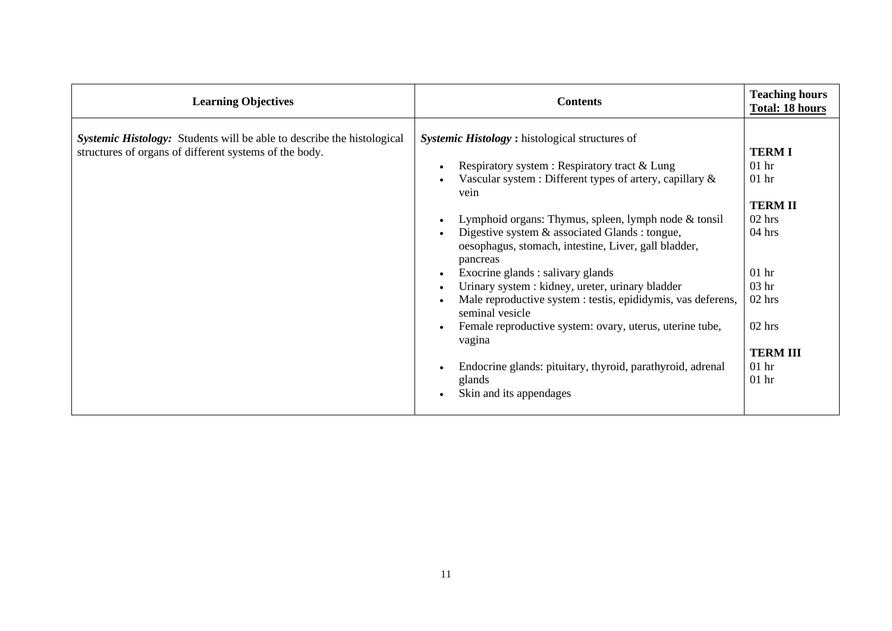| **Learning Objectives** | **Contents** | **Teaching hours** <br> **Total: 18 hours** |
|---|---|---|
| ***Systemic Histology:*** Students will be able to describe the histological structures of organs of different systems of the body. | ***Systemic Histology*** **:** histological structures of <br><br> • Respiratory system : Respiratory tract & Lung <br> • Vascular system : Different types of artery, capillary & vein <br><br> • Lymphoid organs: Thymus, spleen, lymph node & tonsil <br> • Digestive system & associated Glands : tongue, oesophagus, stomach, intestine, Liver, gall bladder, pancreas <br> • Exocrine glands : salivary glands <br> • Urinary system : kidney, ureter, urinary bladder <br> • Male reproductive system : testis, epididymis, vas deferens, seminal vesicle <br> • Female reproductive system: ovary, uterus, uterine tube, vagina <br><br> • Endocrine glands: pituitary, thyroid, parathyroid, adrenal glands <br> • Skin and its appendages | **TERM I** <br> 01 hr <br> 01 hr <br><br> **TERM II** <br> 02 hrs <br> 04 hrs <br><br><br> 01 hr <br> 03 hr <br> 02 hrs <br><br> 02 hrs <br><br> **TERM III** <br> 01 hr <br> 01 hr |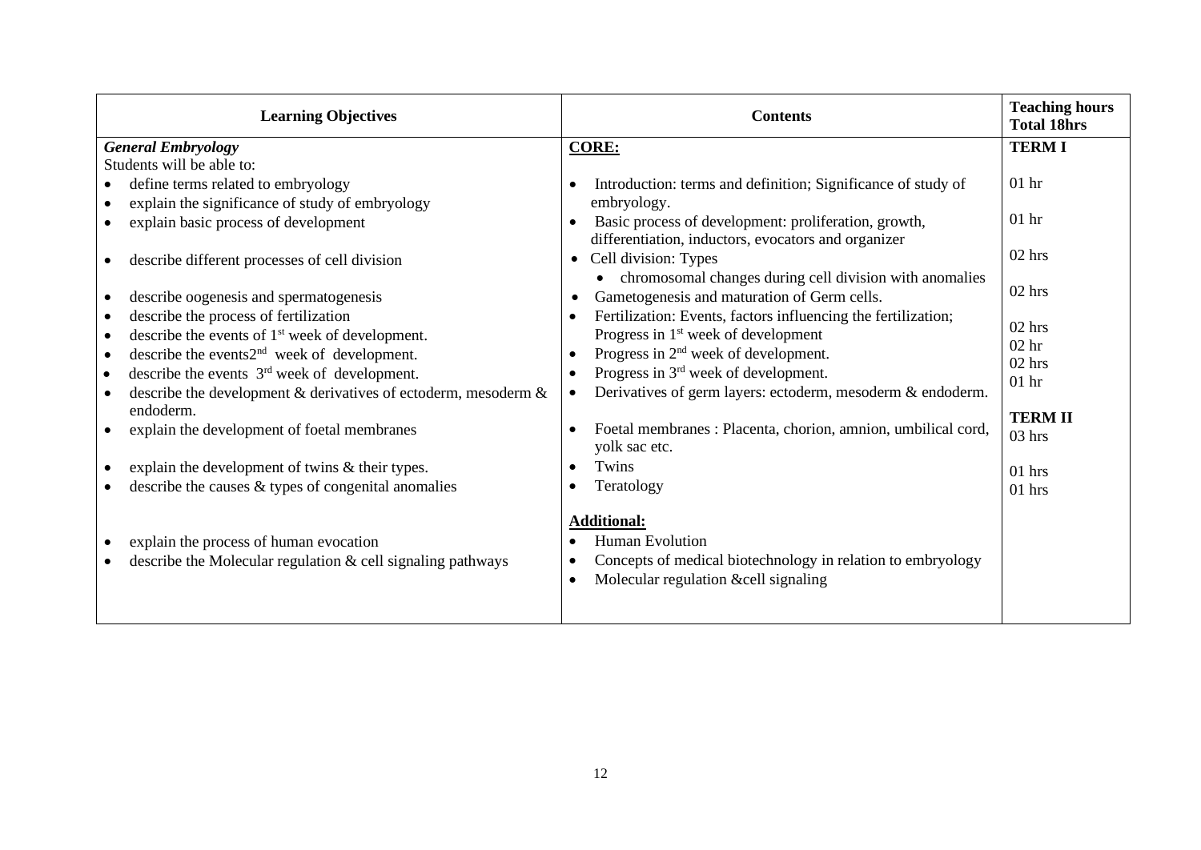| Learning Objectives | Contents | Teaching hours Total 18hrs |
|---|---|---|
| ***General Embryology*** Students will be able to: | **CORE:** | **TERM I** |
| • define terms related to embryology • explain the significance of study of embryology | • Introduction: terms and definition; Significance of study of embryology. | 01 hr |
| • explain basic process of development | • Basic process of development: proliferation, growth, differentiation, inductors, evocators and organizer | 01 hr |
| • describe different processes of cell division | • Cell division: Types • chromosomal changes during cell division with anomalies | 02 hrs |
| • describe oogenesis and spermatogenesis | • Gametogenesis and maturation of Germ cells. | 02 hrs |
| • describe the process of fertilization • describe the events of 1st week of development. | • Fertilization: Events, factors influencing the fertilization; Progress in 1st week of development | 02 hrs |
| • describe the events2nd week of development. | • Progress in 2nd week of development. | 02 hr |
| • describe the events 3rd week of development. | • Progress in 3rd week of development. | 02 hrs |
| • describe the development & derivatives of ectoderm, mesoderm & endoderm. | • Derivatives of germ layers: ectoderm, mesoderm & endoderm. | 01 hr |
| • explain the development of foetal membranes | • Foetal membranes : Placenta, chorion, amnion, umbilical cord, yolk sac etc. | **TERM II** 03 hrs |
| • explain the development of twins & their types. | • Twins | 01 hrs |
| • describe the causes & types of congenital anomalies | • Teratology | 01 hrs |
| | **Additional:** | |
| • explain the process of human evocation | • Human Evolution • Concepts of medical biotechnology in relation to embryology | |
| • describe the Molecular regulation & cell signaling pathways | • Molecular regulation &cell signaling | |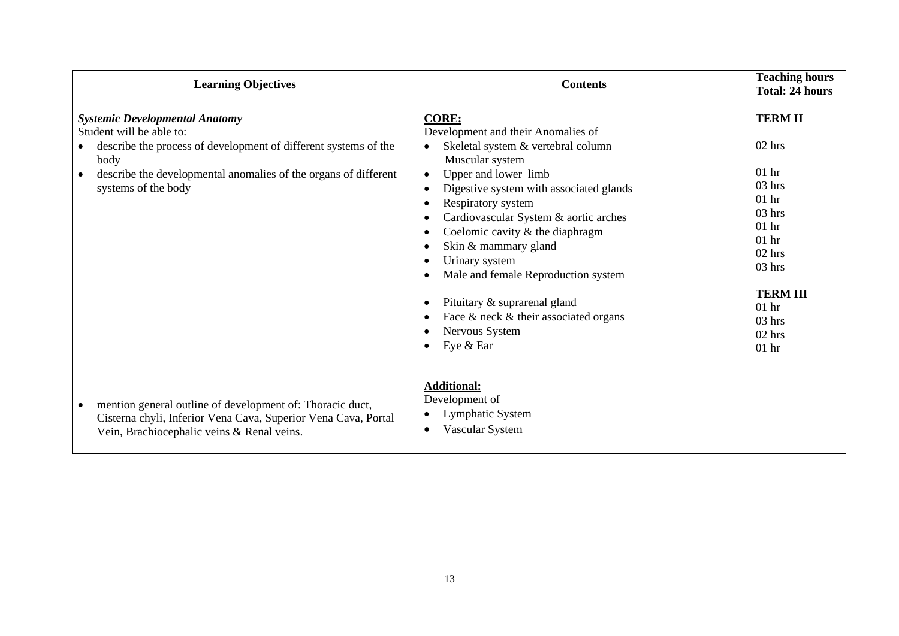| Learning Objectives | Contents | Teaching hours Total: 24 hours |
|---|---|---|
| ***Systemic Developmental Anatomy*** | **CORE:** | **TERM II** |
| Student will be able to: | Development and their Anomalies of | |
| • describe the process of development of different systems of the body | • Skeletal system & vertebral column | 02 hrs |
| | Muscular system | |
| • describe the developmental anomalies of the organs of different systems of the body | • Upper and lower limb | 01 hr |
| | • Digestive system with associated glands | 03 hrs |
| | • Respiratory system | 01 hr |
| | • Cardiovascular System & aortic arches | 03 hrs |
| | • Coelomic cavity & the diaphragm | 01 hr |
| | • Skin & mammary gland | 01 hr |
| | • Urinary system | 02 hrs |
| | • Male and female Reproduction system | 03 hrs |
| | | **TERM III** |
| | • Pituitary & suprarenal gland | 01 hr |
| | • Face & neck & their associated organs | 03 hrs |
| | • Nervous System | 02 hrs |
| | • Eye & Ear | 01 hr |
| | **Additional:** | |
| | Development of | |
| • mention general outline of development of: Thoracic duct, Cisterna chyli, Inferior Vena Cava, Superior Vena Cava, Portal Vein, Brachiocephalic veins & Renal veins. | • Lymphatic System | |
| | • Vascular System | |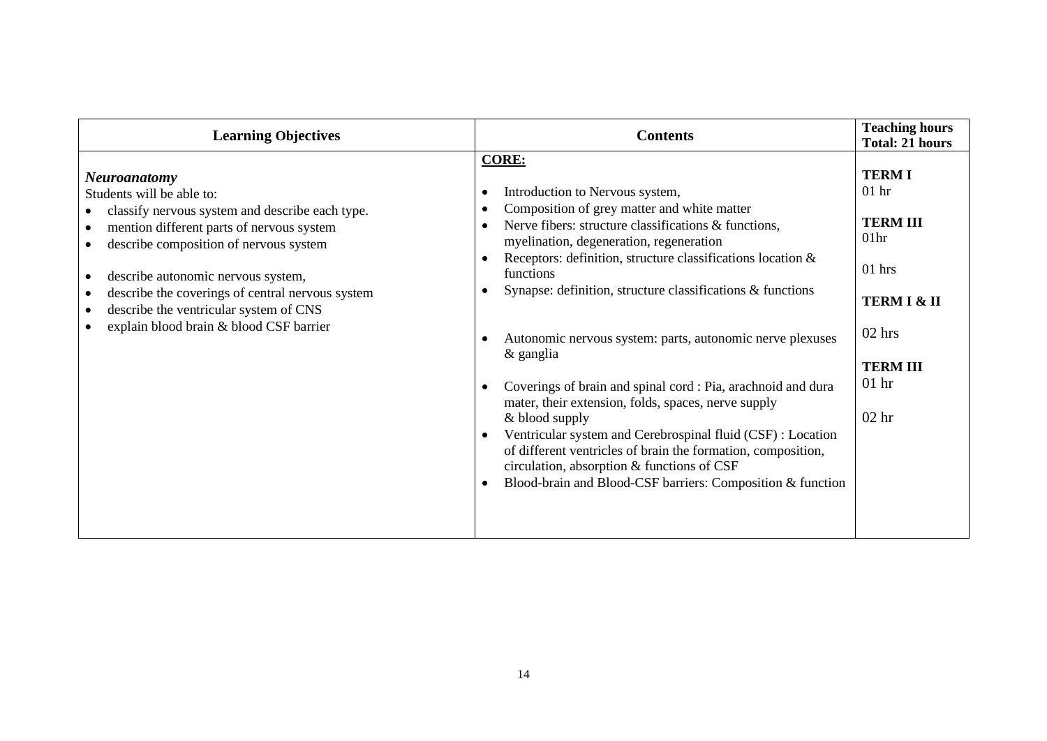| Learning Objectives | Contents | Teaching hours<br>Total: 21 hours |
|---|---|---|
| ***Neuroanatomy***<br>Students will be able to:<br>• classify nervous system and describe each type.<br>• mention different parts of nervous system<br>• describe composition of nervous system<br><br>• describe autonomic nervous system,<br>• describe the coverings of central nervous system<br>• describe the ventricular system of CNS<br>• explain blood brain & blood CSF barrier | **CORE:**<br><br>• Introduction to Nervous system,<br>• Composition of grey matter and white matter<br>• Nerve fibers: structure classifications & functions, myelination, degeneration, regeneration<br>• Receptors: definition, structure classifications location & functions<br>• Synapse: definition, structure classifications & functions<br><br>• Autonomic nervous system: parts, autonomic nerve plexuses & ganglia<br><br>• Coverings of brain and spinal cord : Pia, arachnoid and dura mater, their extension, folds, spaces, nerve supply & blood supply<br>• Ventricular system and Cerebrospinal fluid (CSF) : Location of different ventricles of brain the formation, composition, circulation, absorption & functions of CSF<br>• Blood-brain and Blood-CSF barriers: Composition & function | **TERM I**<br>01 hr<br><br>**TERM III**<br>01hr<br><br>01 hrs<br><br>**TERM I & II**<br><br>02 hrs<br><br>**TERM III**<br>01 hr<br><br>02 hr |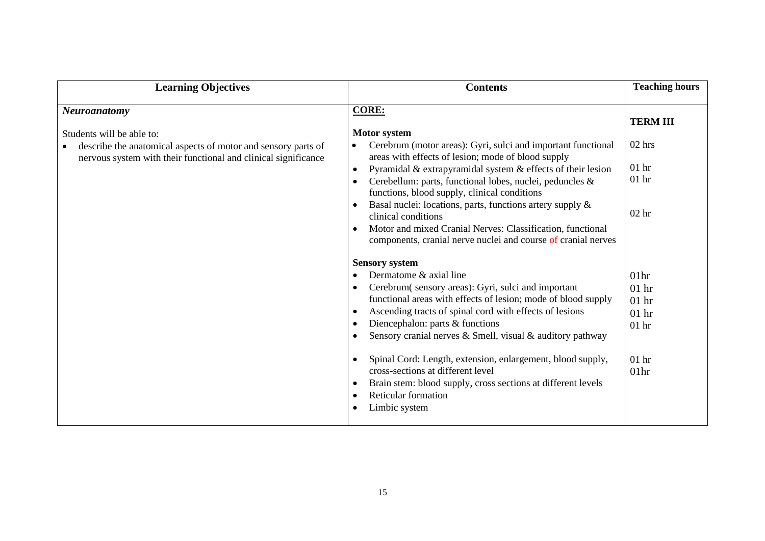| Learning Objectives | Contents | Teaching hours |
|---|---|---|
| ***Neuroanatomy*** | **CORE:** | **TERM III** |
| Students will be able to:<br>• describe the anatomical aspects of motor and sensory parts of nervous system with their functional and clinical significance | **Motor system** | |
| | • Cerebrum (motor areas): Gyri, sulci and important functional areas with effects of lesion; mode of blood supply | 02 hrs |
| | • Pyramidal & extrapyramidal system & effects of their lesion | 01 hr |
| | • Cerebellum: parts, functional lobes, nuclei, peduncles & functions, blood supply, clinical conditions | 01 hr |
| | • Basal nuclei: locations, parts, functions artery supply & clinical conditions | 02 hr |
| | • Motor and mixed Cranial Nerves: Classification, functional components, cranial nerve nuclei and course of cranial nerves | |
| | **Sensory system** | |
| | • Dermatome & axial line | 01hr |
| | • Cerebrum( sensory areas): Gyri, sulci and important functional areas with effects of lesion; mode of blood supply | 01 hr |
| | • Ascending tracts of spinal cord with effects of lesions | 01 hr |
| | • Diencephalon: parts & functions | 01 hr |
| | • Sensory cranial nerves & Smell, visual & auditory pathway | 01 hr |
| | • Spinal Cord: Length, extension, enlargement, blood supply, cross-sections at different level | 01 hr |
| | • Brain stem: blood supply, cross sections at different levels | 01hr |
| | • Reticular formation | |
| | • Limbic system | |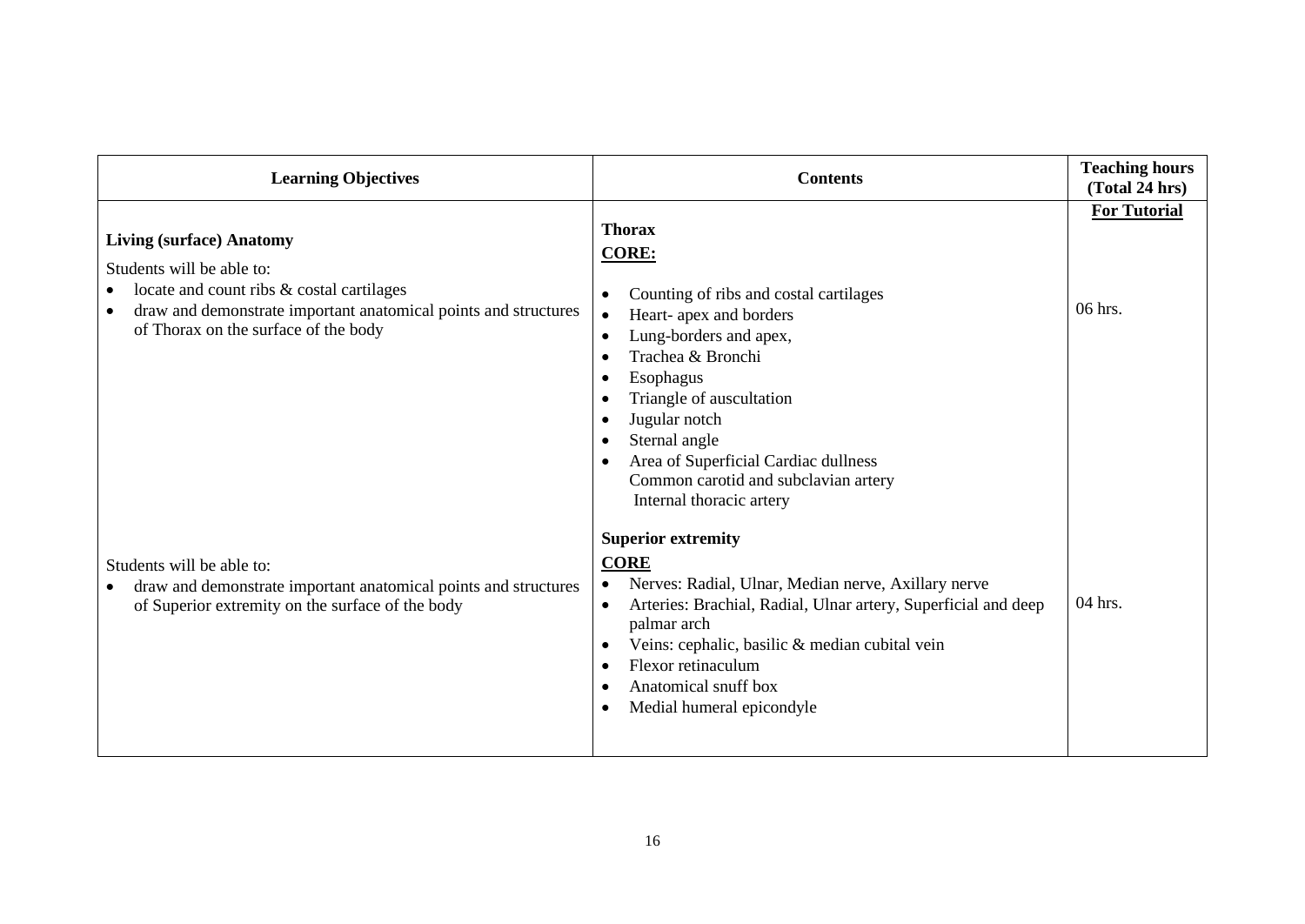| Learning Objectives | Contents | Teaching hours (Total 24 hrs) |
| --- | --- | --- |
| | | **For Tutorial** |
| **Living (surface) Anatomy**<br><br>Students will be able to:<br>• locate and count ribs & costal cartilages<br>• draw and demonstrate important anatomical points and structures of Thorax on the surface of the body | **Thorax**<br>**CORE:**<br>• Counting of ribs and costal cartilages<br>• Heart- apex and borders<br>• Lung-borders and apex,<br>• Trachea & Bronchi<br>• Esophagus<br>• Triangle of auscultation<br>• Jugular notch<br>• Sternal angle<br>• Area of Superficial Cardiac dullness<br>Common carotid and subclavian artery<br>Internal thoracic artery | 06 hrs. |
| Students will be able to:<br>• draw and demonstrate important anatomical points and structures of Superior extremity on the surface of the body | **Superior extremity**<br>**CORE**<br>• Nerves: Radial, Ulnar, Median nerve, Axillary nerve<br>• Arteries: Brachial, Radial, Ulnar artery, Superficial and deep palmar arch<br>• Veins: cephalic, basilic & median cubital vein<br>• Flexor retinaculum<br>• Anatomical snuff box<br>• Medial humeral epicondyle | 04 hrs. |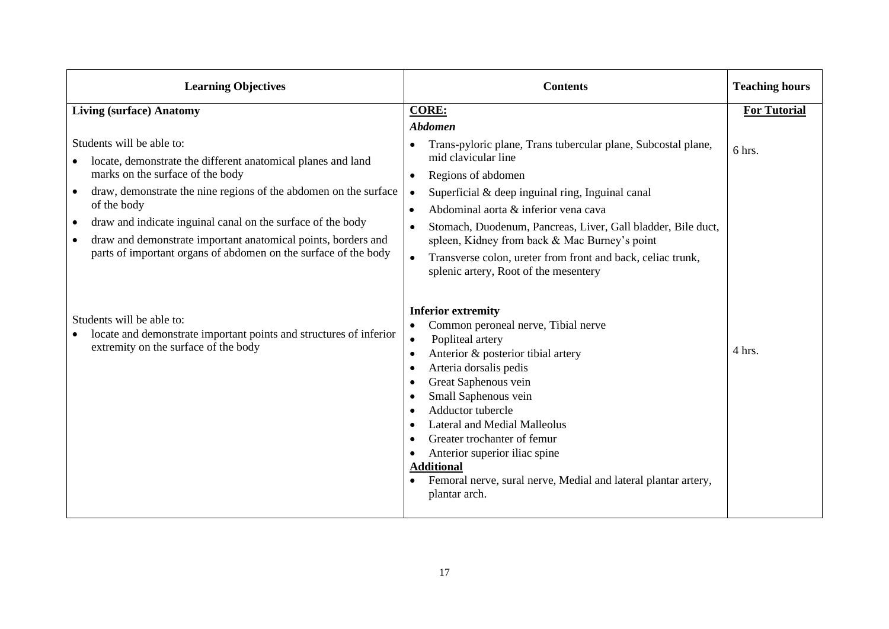| Learning Objectives | Contents | Teaching hours |
|---|---|---|
| **Living (surface) Anatomy**<br><br>Students will be able to:<br>• locate, demonstrate the different anatomical planes and land marks on the surface of the body<br>• draw, demonstrate the nine regions of the abdomen on the surface of the body<br>• draw and indicate inguinal canal on the surface of the body<br>• draw and demonstrate important anatomical points, borders and parts of important organs of abdomen on the surface of the body | **CORE:**<br>***Abdomen***<br>• Trans-pyloric plane, Trans tubercular plane, Subcostal plane, mid clavicular line<br>• Regions of abdomen<br>• Superficial & deep inguinal ring, Inguinal canal<br>• Abdominal aorta & inferior vena cava<br>• Stomach, Duodenum, Pancreas, Liver, Gall bladder, Bile duct, spleen, Kidney from back & Mac Burney's point<br>• Transverse colon, ureter from front and back, celiac trunk, splenic artery, Root of the mesentery | **For Tutorial**<br><br>6 hrs. |
| Students will be able to:<br>• locate and demonstrate important points and structures of inferior extremity on the surface of the body | **Inferior extremity**<br>• Common peroneal nerve, Tibial nerve<br>• Popliteal artery<br>• Anterior & posterior tibial artery<br>• Arteria dorsalis pedis<br>• Great Saphenous vein<br>• Small Saphenous vein<br>• Adductor tubercle<br>• Lateral and Medial Malleolus<br>• Greater trochanter of femur<br>• Anterior superior iliac spine<br>**Additional**<br>• Femoral nerve, sural nerve, Medial and lateral plantar artery, plantar arch. | 4 hrs. |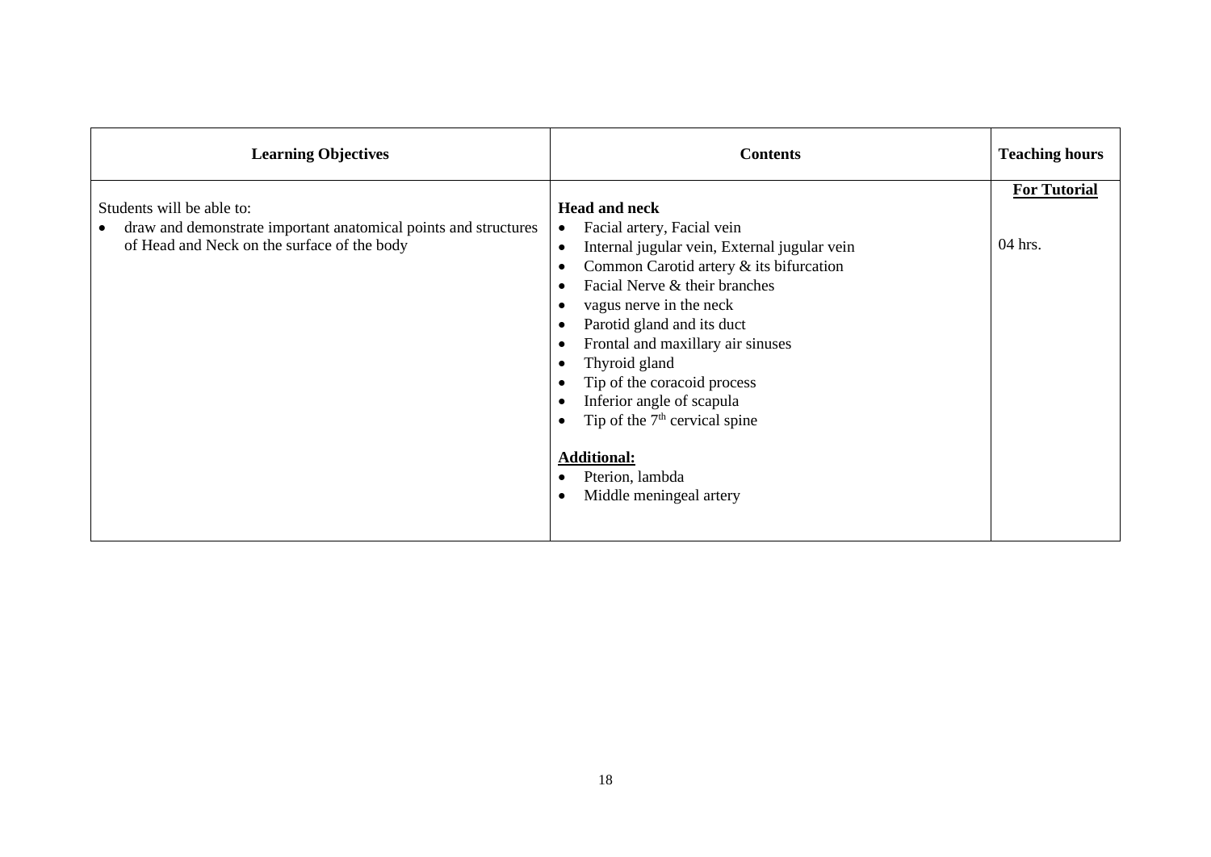| **Learning Objectives** | **Contents** | **Teaching hours** |
| --- | --- | --- |
| Students will be able to:<br>• draw and demonstrate important anatomical points and structures of Head and Neck on the surface of the body | **Head and neck**<br>• Facial artery, Facial vein<br>• Internal jugular vein, External jugular vein<br>• Common Carotid artery & its bifurcation<br>• Facial Nerve & their branches<br>• vagus nerve in the neck<br>• Parotid gland and its duct<br>• Frontal and maxillary air sinuses<br>• Thyroid gland<br>• Tip of the coracoid process<br>• Inferior angle of scapula<br>• Tip of the 7th cervical spine<br><br>**Additional:**<br>• Pterion, lambda<br>• Middle meningeal artery | **For Tutorial**<br><br>04 hrs. |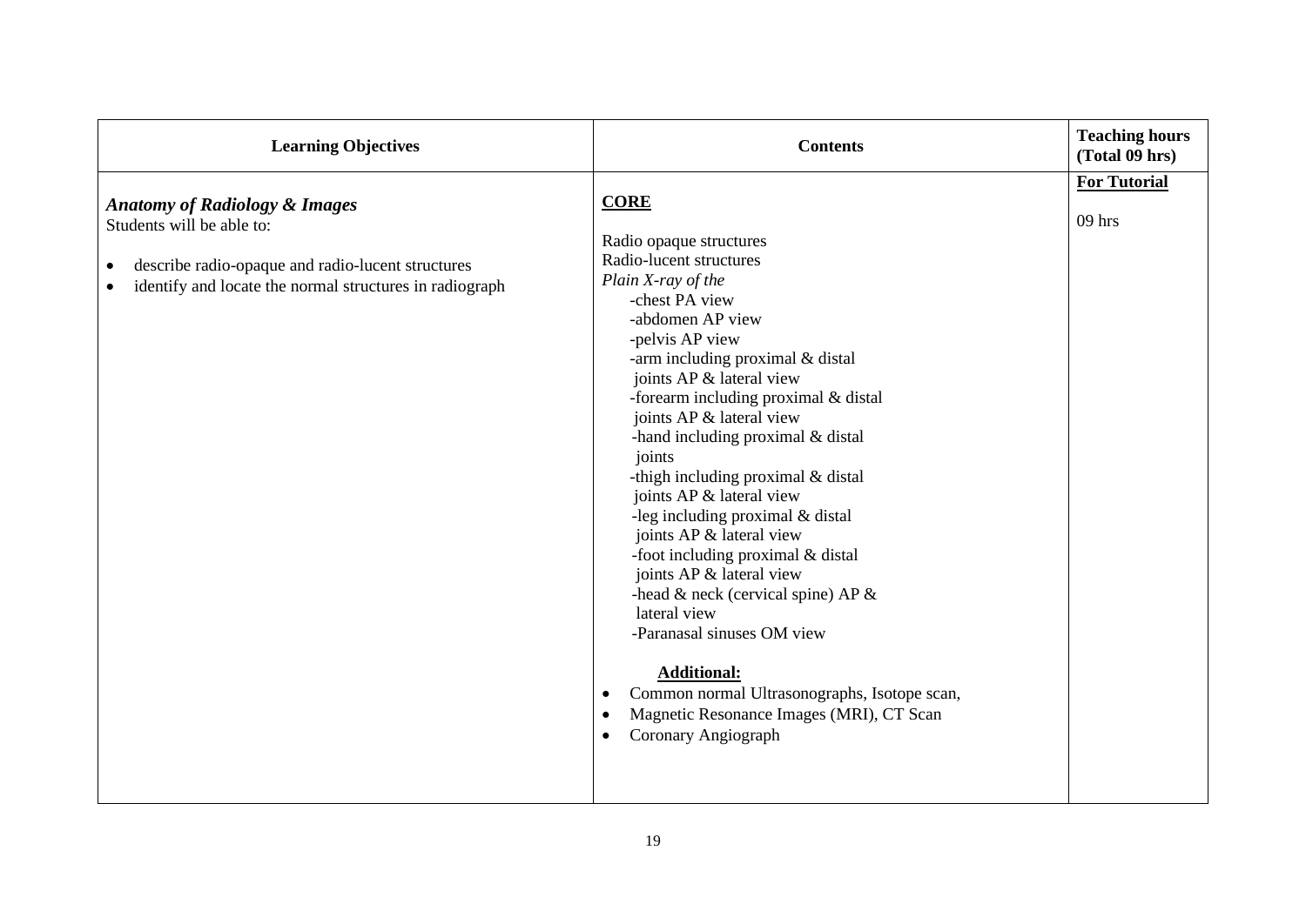| Learning Objectives | Contents | Teaching hours (Total 09 hrs) |
|---|---|---|
| ***Anatomy of Radiology & Images***<br>Students will be able to:<br>• describe radio-opaque and radio-lucent structures<br>• identify and locate the normal structures in radiograph | **CORE**<br><br>Radio opaque structures<br>Radio-lucent structures<br>*Plain X-ray of the*<br>-chest PA view<br>-abdomen AP view<br>-pelvis AP view<br>-arm including proximal & distal joints AP & lateral view<br>-forearm including proximal & distal joints AP & lateral view<br>-hand including proximal & distal joints<br>-thigh including proximal & distal joints AP & lateral view<br>-leg including proximal & distal joints AP & lateral view<br>-foot including proximal & distal joints AP & lateral view<br>-head & neck (cervical spine) AP & lateral view<br>-Paranasal sinuses OM view<br><br>**Additional:**<br>• Common normal Ultrasonographs, Isotope scan,<br>• Magnetic Resonance Images (MRI), CT Scan<br>• Coronary Angiograph | **For Tutorial**<br><br>09 hrs |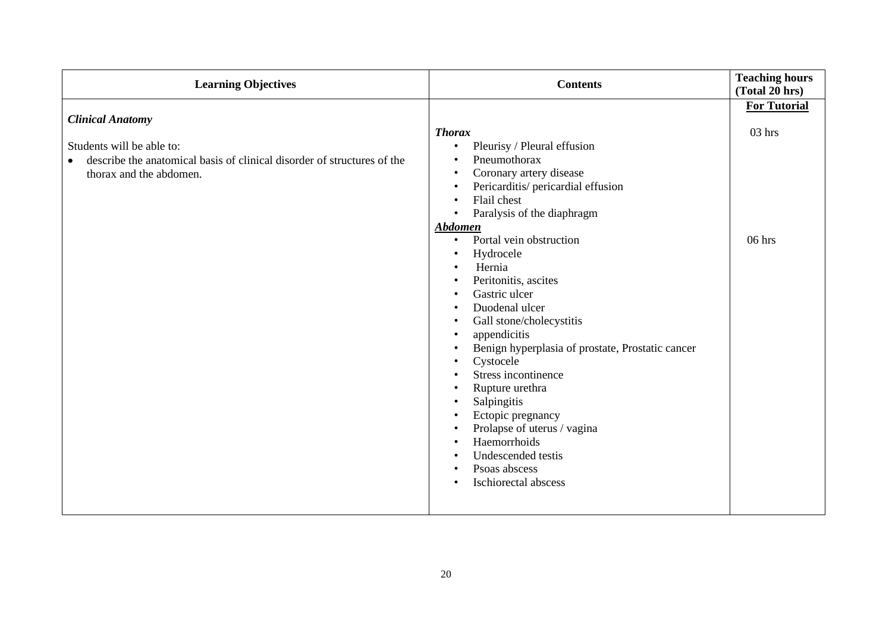| Learning Objectives | Contents | Teaching hours (Total 20 hrs) |
|---|---|---|
| ***Clinical Anatomy*** <br><br> Students will be able to: <br> • describe the anatomical basis of clinical disorder of structures of the thorax and the abdomen. | ***Thorax*** <br> • Pleurisy / Pleural effusion <br> • Pneumothorax <br> • Coronary artery disease <br> • Pericarditis/ pericardial effusion <br> • Flail chest <br> • Paralysis of the diaphragm | **For Tutorial** <br><br> 03 hrs |
| | ***Abdomen*** <br> • Portal vein obstruction <br> • Hydrocele <br> • Hernia <br> • Peritonitis, ascites <br> • Gastric ulcer <br> • Duodenal ulcer <br> • Gall stone/cholecystitis <br> • appendicitis <br> • Benign hyperplasia of prostate, Prostatic cancer <br> • Cystocele <br> • Stress incontinence <br> • Rupture urethra <br> • Salpingitis <br> • Ectopic pregnancy <br> • Prolapse of uterus / vagina <br> • Haemorrhoids <br> • Undescended testis <br> • Psoas abscess <br> • Ischiorectal abscess | 06 hrs |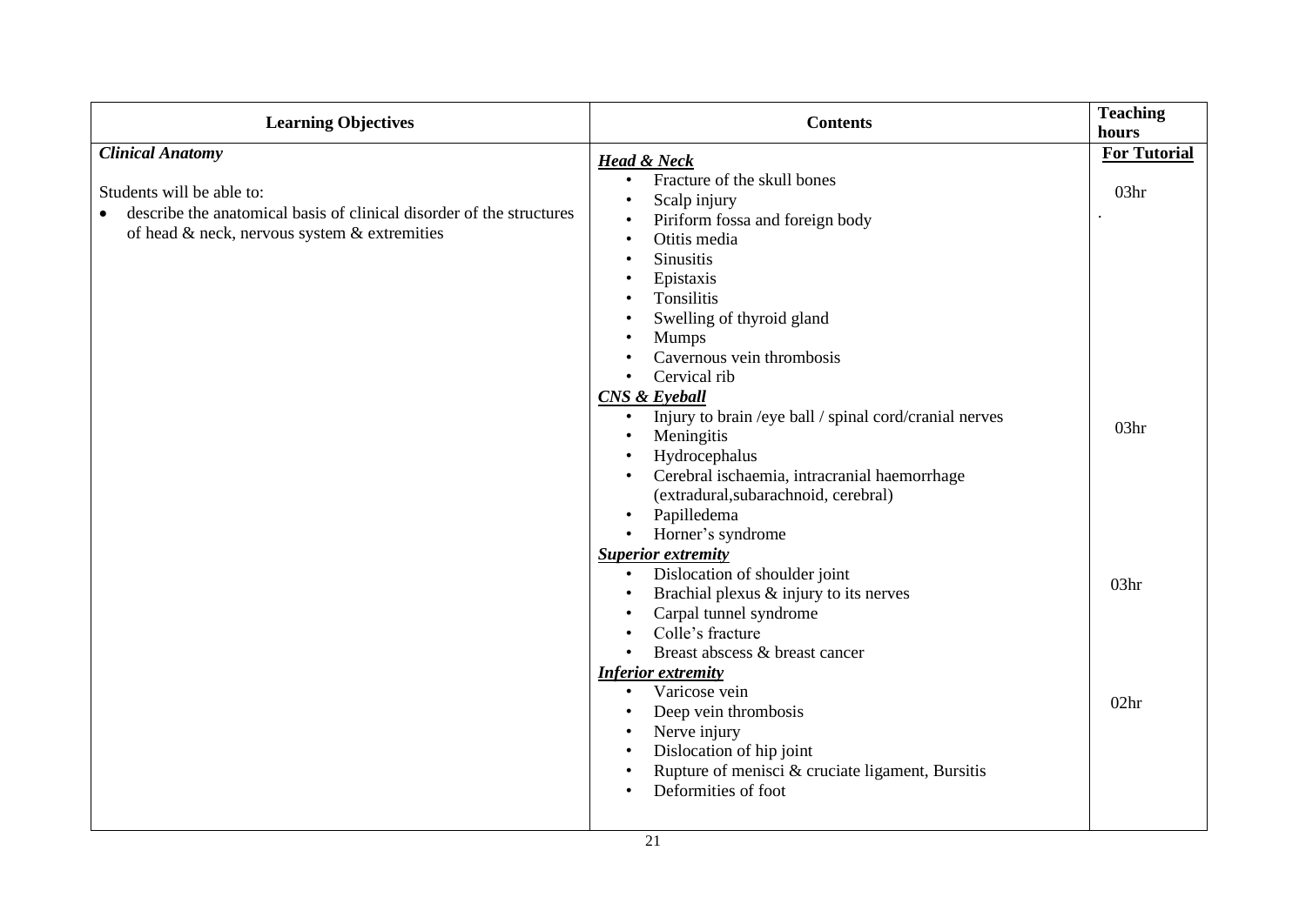| Learning Objectives | Contents | Teaching hours |
|---|---|---|
| ***Clinical Anatomy***<br><br>Students will be able to:<br>• describe the anatomical basis of clinical disorder of the structures of head & neck, nervous system & extremities | ***<u>Head & Neck</u>***<br>• Fracture of the skull bones<br>• Scalp injury<br>• Piriform fossa and foreign body<br>• Otitis media<br>• Sinusitis<br>• Epistaxis<br>• Tonsilitis<br>• Swelling of thyroid gland<br>• Mumps<br>• Cavernous vein thrombosis<br>• Cervical rib | **<u>For Tutorial</u>**<br><br>03hr<br>. |
| | ***<u>CNS & Eyeball</u>***<br>• Injury to brain /eye ball / spinal cord/cranial nerves<br>• Meningitis<br>• Hydrocephalus<br>• Cerebral ischaemia, intracranial haemorrhage (extradural,subarachnoid, cerebral)<br>• Papilledema<br>• Horner's syndrome | 03hr |
| | ***<u>Superior extremity</u>***<br>• Dislocation of shoulder joint<br>• Brachial plexus & injury to its nerves<br>• Carpal tunnel syndrome<br>• Colle's fracture<br>• Breast abscess & breast cancer | 03hr |
| | ***<u>Inferior extremity</u>***<br>• Varicose vein<br>• Deep vein thrombosis<br>• Nerve injury<br>• Dislocation of hip joint<br>• Rupture of menisci & cruciate ligament, Bursitis<br>• Deformities of foot | 02hr |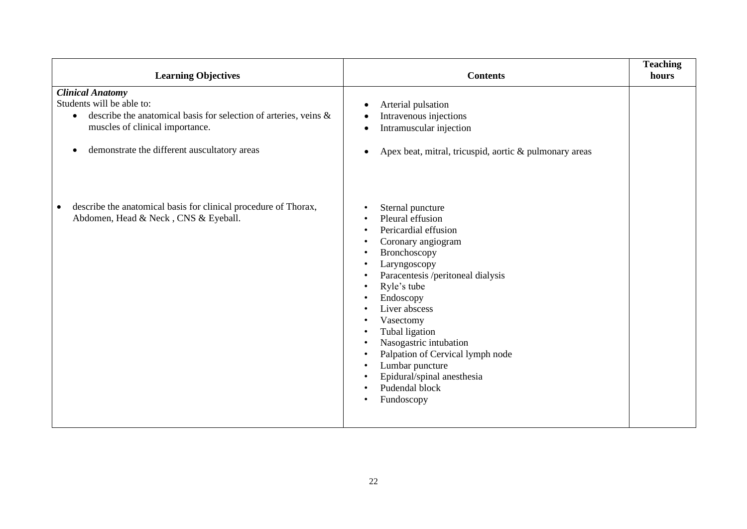| Learning Objectives | Contents | Teaching hours |
|---|---|---|
| ***Clinical Anatomy***<br>Students will be able to:<br>• describe the anatomical basis for selection of arteries, veins & muscles of clinical importance. | • Arterial pulsation<br>• Intravenous injections<br>• Intramuscular injection | |
| • demonstrate the different auscultatory areas | • Apex beat, mitral, tricuspid, aortic & pulmonary areas | |
| • describe the anatomical basis for clinical procedure of Thorax, Abdomen, Head & Neck , CNS & Eyeball. | • Sternal puncture<br>• Pleural effusion<br>• Pericardial effusion<br>• Coronary angiogram<br>• Bronchoscopy<br>• Laryngoscopy<br>• Paracentesis /peritoneal dialysis<br>• Ryle's tube<br>• Endoscopy<br>• Liver abscess<br>• Vasectomy<br>• Tubal ligation<br>• Nasogastric intubation<br>• Palpation of Cervical lymph node<br>• Lumbar puncture<br>• Epidural/spinal anesthesia<br>• Pudendal block<br>• Fundoscopy | |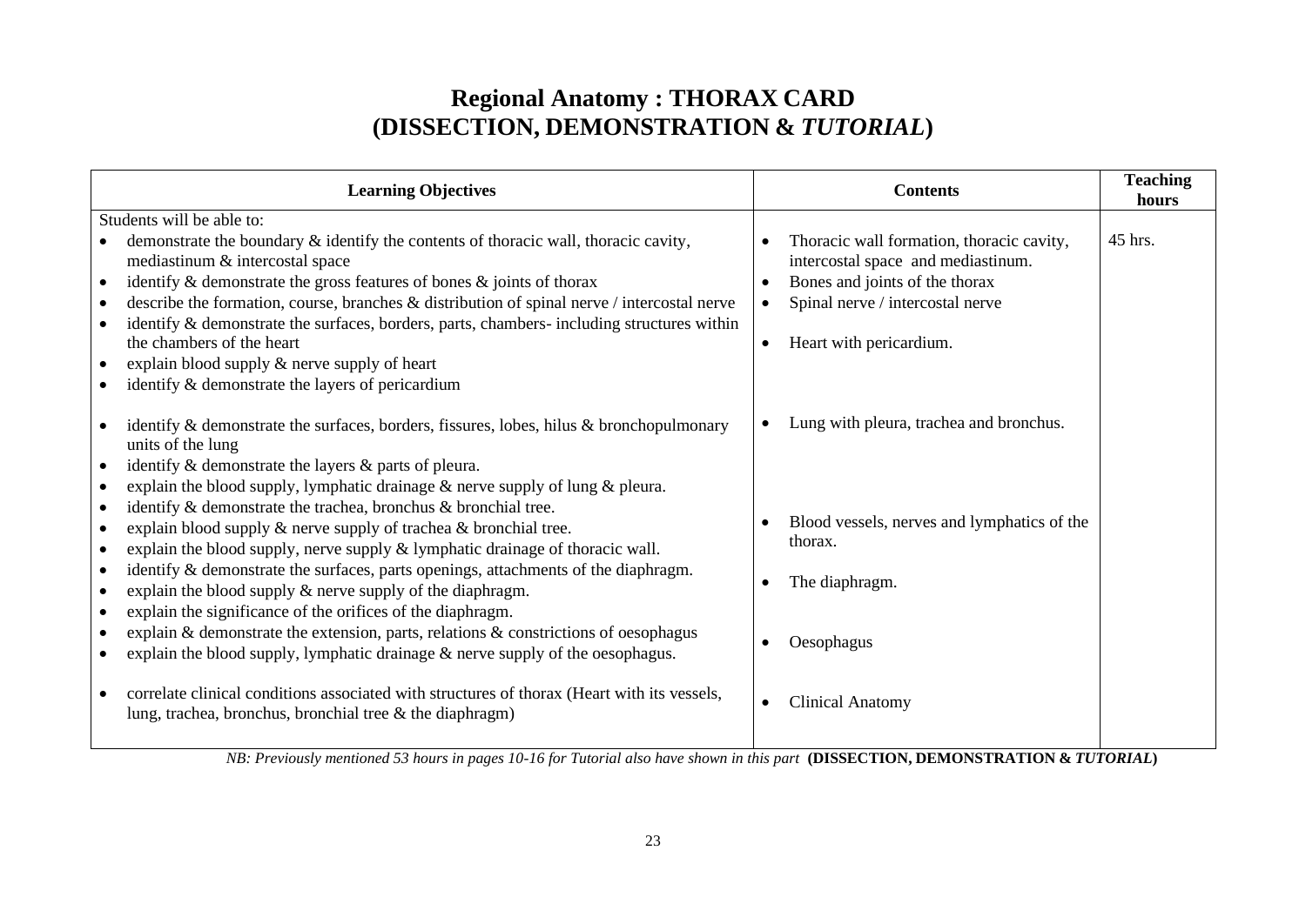# Regional Anatomy : THORAX CARD (DISSECTION, DEMONSTRATION & *TUTORIAL*)

| Learning Objectives | Contents | Teaching hours |
|---|---|---|
| Students will be able to:<br>• demonstrate the boundary & identify the contents of thoracic wall, thoracic cavity, mediastinum & intercostal space<br>• identify & demonstrate the gross features of bones & joints of thorax<br>• describe the formation, course, branches & distribution of spinal nerve / intercostal nerve<br>• identify & demonstrate the surfaces, borders, parts, chambers- including structures within the chambers of the heart<br>• explain blood supply & nerve supply of heart<br>• identify & demonstrate the layers of pericardium | • Thoracic wall formation, thoracic cavity, intercostal space and mediastinum.<br>• Bones and joints of the thorax<br>• Spinal nerve / intercostal nerve<br>• Heart with pericardium. | 45 hrs. |
| • identify & demonstrate the surfaces, borders, fissures, lobes, hilus & bronchopulmonary units of the lung<br>• identify & demonstrate the layers & parts of pleura.<br>• explain the blood supply, lymphatic drainage & nerve supply of lung & pleura.<br>• identify & demonstrate the trachea, bronchus & bronchial tree.<br>• explain blood supply & nerve supply of trachea & bronchial tree. | • Lung with pleura, trachea and bronchus. | |
| • explain the blood supply, nerve supply & lymphatic drainage of thoracic wall. | • Blood vessels, nerves and lymphatics of the thorax. | |
| • identify & demonstrate the surfaces, parts openings, attachments of the diaphragm.<br>• explain the blood supply & nerve supply of the diaphragm.<br>• explain the significance of the orifices of the diaphragm. | • The diaphragm. | |
| • explain & demonstrate the extension, parts, relations & constrictions of oesophagus<br>• explain the blood supply, lymphatic drainage & nerve supply of the oesophagus. | • Oesophagus | |
| • correlate clinical conditions associated with structures of thorax (Heart with its vessels, lung, trachea, bronchus, bronchial tree & the diaphragm) | • Clinical Anatomy | |

*NB: Previously mentioned 53 hours in pages 10-16 for Tutorial also have shown in this part* **(DISSECTION, DEMONSTRATION &** ***TUTORIAL*****)**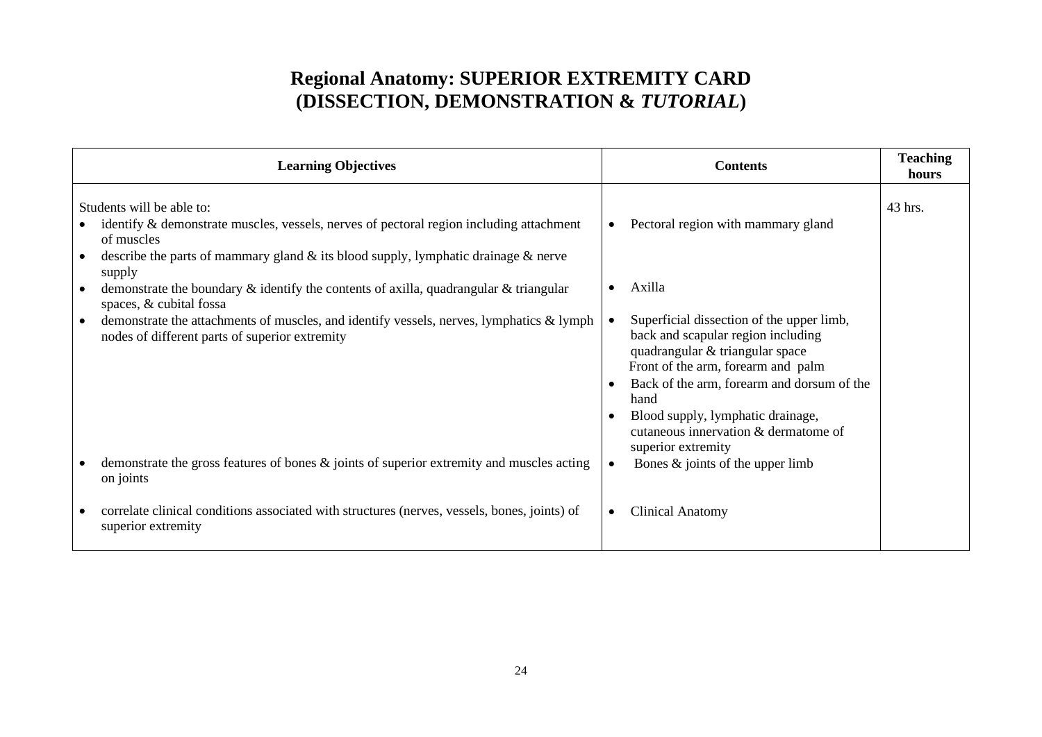# Regional Anatomy: SUPERIOR EXTREMITY CARD (DISSECTION, DEMONSTRATION & *TUTORIAL*)

| Learning Objectives | Contents | Teaching hours |
|---|---|---|
| Students will be able to:<br>• identify & demonstrate muscles, vessels, nerves of pectoral region including attachment of muscles<br>• describe the parts of mammary gland & its blood supply, lymphatic drainage & nerve supply | • Pectoral region with mammary gland | 43 hrs. |
| • demonstrate the boundary & identify the contents of axilla, quadrangular & triangular spaces, & cubital fossa | • Axilla | |
| • demonstrate the attachments of muscles, and identify vessels, nerves, lymphatics & lymph nodes of different parts of superior extremity | • Superficial dissection of the upper limb, back and scapular region including quadrangular & triangular space<br>Front of the arm, forearm and palm<br>• Back of the arm, forearm and dorsum of the hand<br>• Blood supply, lymphatic drainage, cutaneous innervation & dermatome of superior extremity | |
| • demonstrate the gross features of bones & joints of superior extremity and muscles acting on joints | • Bones & joints of the upper limb | |
| • correlate clinical conditions associated with structures (nerves, vessels, bones, joints) of superior extremity | • Clinical Anatomy | |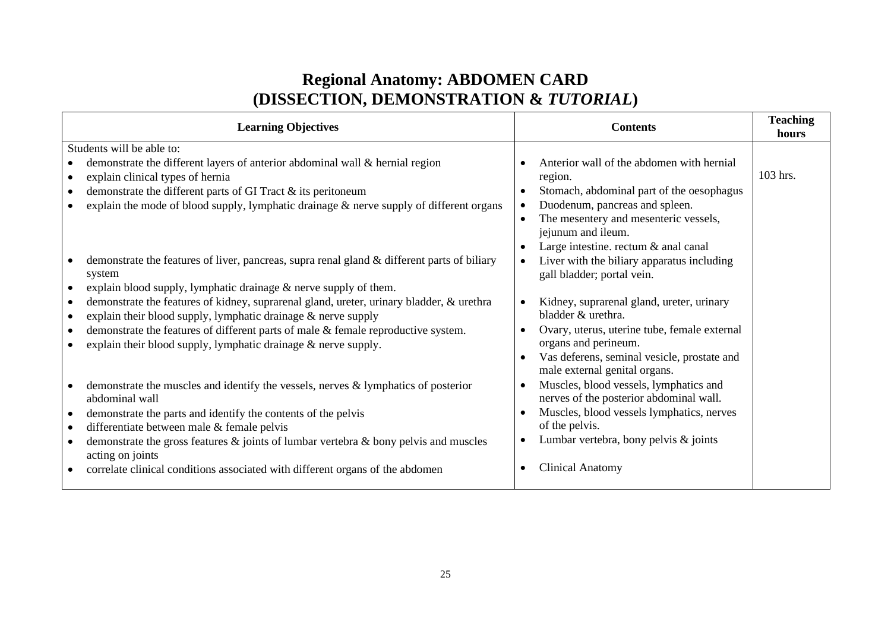# Regional Anatomy: ABDOMEN CARD
# (DISSECTION, DEMONSTRATION & *TUTORIAL*)

| Learning Objectives | Contents | Teaching hours |
|---|---|---|
| Students will be able to:<br>• demonstrate the different layers of anterior abdominal wall & hernial region<br>• explain clinical types of hernia<br>• demonstrate the different parts of GI Tract & its peritoneum<br>• explain the mode of blood supply, lymphatic drainage & nerve supply of different organs<br><br>• demonstrate the features of liver, pancreas, supra renal gland & different parts of biliary system<br>• explain blood supply, lymphatic drainage & nerve supply of them.<br>• demonstrate the features of kidney, suprarenal gland, ureter, urinary bladder, & urethra<br>• explain their blood supply, lymphatic drainage & nerve supply<br>• demonstrate the features of different parts of male & female reproductive system.<br>• explain their blood supply, lymphatic drainage & nerve supply.<br><br>• demonstrate the muscles and identify the vessels, nerves & lymphatics of posterior abdominal wall<br>• demonstrate the parts and identify the contents of the pelvis<br>• differentiate between male & female pelvis<br>• demonstrate the gross features & joints of lumbar vertebra & bony pelvis and muscles acting on joints<br>• correlate clinical conditions associated with different organs of the abdomen | • Anterior wall of the abdomen with hernial region.<br>• Stomach, abdominal part of the oesophagus<br>• Duodenum, pancreas and spleen.<br>• The mesentery and mesenteric vessels, jejunum and ileum.<br>• Large intestine. rectum & anal canal<br>• Liver with the biliary apparatus including gall bladder; portal vein.<br><br>• Kidney, suprarenal gland, ureter, urinary bladder & urethra.<br>• Ovary, uterus, uterine tube, female external organs and perineum.<br>• Vas deferens, seminal vesicle, prostate and male external genital organs.<br>• Muscles, blood vessels, lymphatics and nerves of the posterior abdominal wall.<br>• Muscles, blood vessels lymphatics, nerves of the pelvis.<br>• Lumbar vertebra, bony pelvis & joints<br><br>• Clinical Anatomy | 103 hrs. |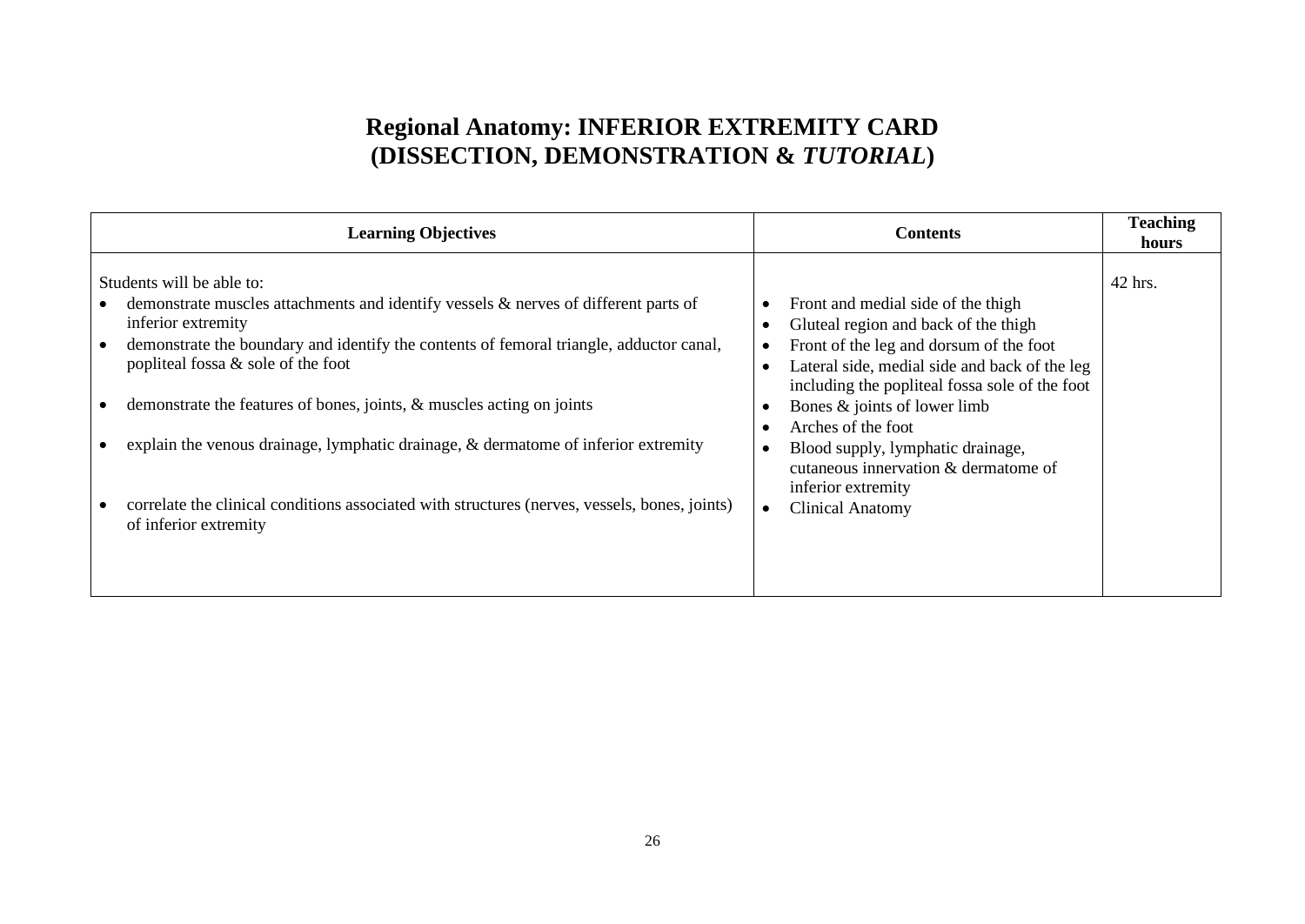# Regional Anatomy: INFERIOR EXTREMITY CARD (DISSECTION, DEMONSTRATION & *TUTORIAL*)

| Learning Objectives | Contents | Teaching hours |
|---|---|---|
| Students will be able to:<br>• demonstrate muscles attachments and identify vessels & nerves of different parts of inferior extremity<br>• demonstrate the boundary and identify the contents of femoral triangle, adductor canal, popliteal fossa & sole of the foot<br>• demonstrate the features of bones, joints, & muscles acting on joints<br>• explain the venous drainage, lymphatic drainage, & dermatome of inferior extremity<br>• correlate the clinical conditions associated with structures (nerves, vessels, bones, joints) of inferior extremity | • Front and medial side of the thigh<br>• Gluteal region and back of the thigh<br>• Front of the leg and dorsum of the foot<br>• Lateral side, medial side and back of the leg including the popliteal fossa sole of the foot<br>• Bones & joints of lower limb<br>• Arches of the foot<br>• Blood supply, lymphatic drainage, cutaneous innervation & dermatome of inferior extremity<br>• Clinical Anatomy | 42 hrs. |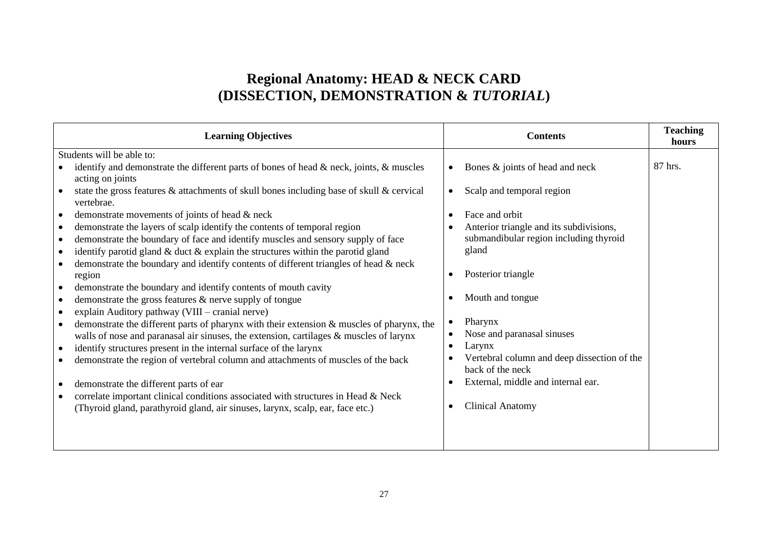# Regional Anatomy: HEAD & NECK CARD (DISSECTION, DEMONSTRATION & *TUTORIAL*)

| Learning Objectives | Contents | Teaching hours |
|---|---|---|
| Students will be able to:<br>• identify and demonstrate the different parts of bones of head & neck, joints, & muscles acting on joints<br>• state the gross features & attachments of skull bones including base of skull & cervical vertebrae.<br>• demonstrate movements of joints of head & neck<br>• demonstrate the layers of scalp identify the contents of temporal region<br>• demonstrate the boundary of face and identify muscles and sensory supply of face<br>• identify parotid gland & duct & explain the structures within the parotid gland<br>• demonstrate the boundary and identify contents of different triangles of head & neck region<br>• demonstrate the boundary and identify contents of mouth cavity<br>• demonstrate the gross features & nerve supply of tongue<br>• explain Auditory pathway (VIII – cranial nerve)<br>• demonstrate the different parts of pharynx with their extension & muscles of pharynx, the walls of nose and paranasal air sinuses, the extension, cartilages & muscles of larynx<br>• identify structures present in the internal surface of the larynx<br>• demonstrate the region of vertebral column and attachments of muscles of the back<br>• demonstrate the different parts of ear<br>• correlate important clinical conditions associated with structures in Head & Neck (Thyroid gland, parathyroid gland, air sinuses, larynx, scalp, ear, face etc.) | • Bones & joints of head and neck<br>• Scalp and temporal region<br>• Face and orbit<br>• Anterior triangle and its subdivisions, submandibular region including thyroid gland<br>• Posterior triangle<br>• Mouth and tongue<br>• Pharynx<br>• Nose and paranasal sinuses<br>• Larynx<br>• Vertebral column and deep dissection of the back of the neck<br>• External, middle and internal ear.<br>• Clinical Anatomy | 87 hrs. |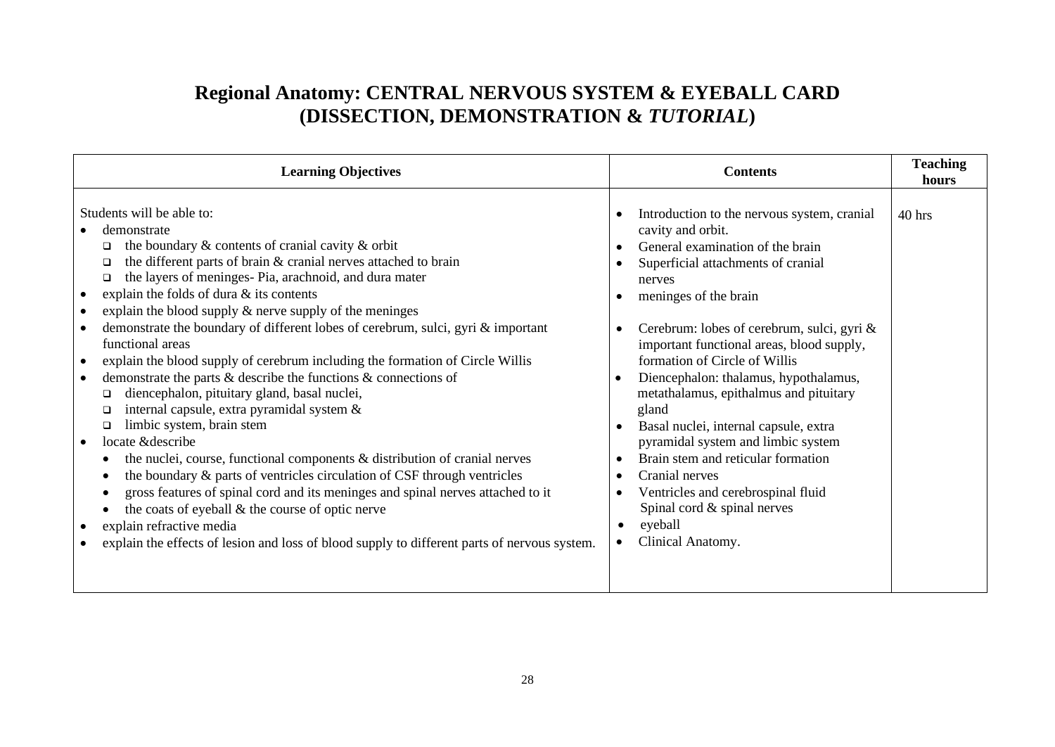# Regional Anatomy: CENTRAL NERVOUS SYSTEM & EYEBALL CARD (DISSECTION, DEMONSTRATION & *TUTORIAL*)

| Learning Objectives | Contents | Teaching hours |
|---|---|---|
| Students will be able to:<br>• demonstrate<br>  ❑ the boundary & contents of cranial cavity & orbit<br>  ❑ the different parts of brain & cranial nerves attached to brain<br>  ❑ the layers of meninges- Pia, arachnoid, and dura mater<br>• explain the folds of dura & its contents<br>• explain the blood supply & nerve supply of the meninges<br>• demonstrate the boundary of different lobes of cerebrum, sulci, gyri & important functional areas<br>• explain the blood supply of cerebrum including the formation of Circle Willis<br>• demonstrate the parts & describe the functions & connections of<br>  ❑ diencephalon, pituitary gland, basal nuclei,<br>  ❑ internal capsule, extra pyramidal system &<br>  ❑ limbic system, brain stem<br>• locate &describe<br>  • the nuclei, course, functional components & distribution of cranial nerves<br>  • the boundary & parts of ventricles circulation of CSF through ventricles<br>  • gross features of spinal cord and its meninges and spinal nerves attached to it<br>  • the coats of eyeball & the course of optic nerve<br>• explain refractive media<br>• explain the effects of lesion and loss of blood supply to different parts of nervous system. | • Introduction to the nervous system, cranial cavity and orbit.<br>• General examination of the brain<br>• Superficial attachments of cranial nerves<br>• meninges of the brain<br>• Cerebrum: lobes of cerebrum, sulci, gyri & important functional areas, blood supply, formation of Circle of Willis<br>• Diencephalon: thalamus, hypothalamus, metathalamus, epithalmus and pituitary gland<br>• Basal nuclei, internal capsule, extra pyramidal system and limbic system<br>• Brain stem and reticular formation<br>• Cranial nerves<br>• Ventricles and cerebrospinal fluid<br>  Spinal cord & spinal nerves<br>• eyeball<br>• Clinical Anatomy. | 40 hrs |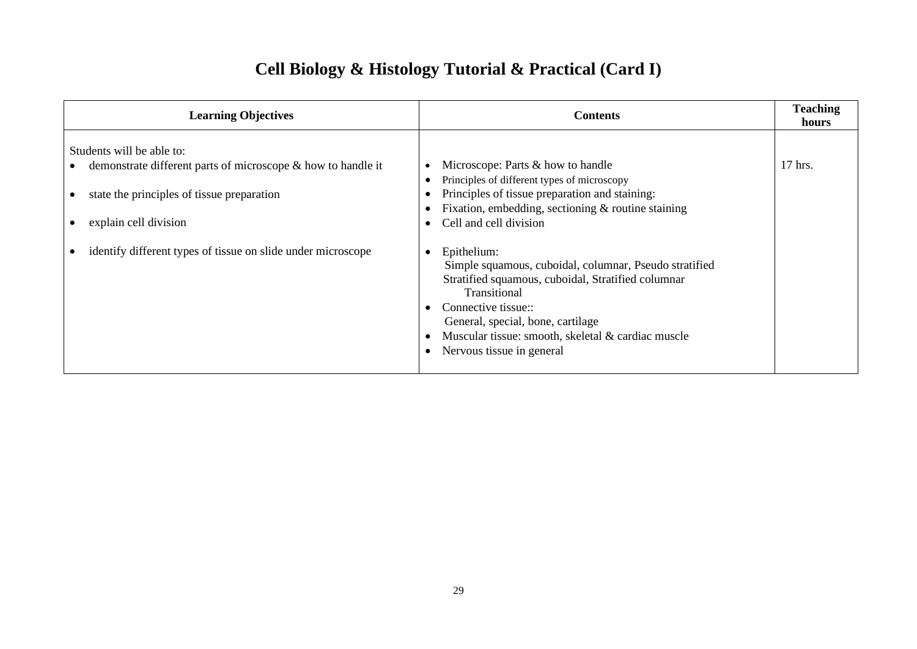# Cell Biology & Histology Tutorial & Practical (Card I)

| Learning Objectives | Contents | Teaching hours |
|---|---|---|
| Students will be able to:<br>• demonstrate different parts of microscope & how to handle it<br>• state the principles of tissue preparation<br>• explain cell division<br>• identify different types of tissue on slide under microscope | • Microscope: Parts & how to handle<br>• Principles of different types of microscopy<br>• Principles of tissue preparation and staining:<br>• Fixation, embedding, sectioning & routine staining<br>• Cell and cell division<br>• Epithelium:<br>Simple squamous, cuboidal, columnar, Pseudo stratified<br>Stratified squamous, cuboidal, Stratified columnar<br>Transitional<br>• Connective tissue::<br>General, special, bone, cartilage<br>• Muscular tissue: smooth, skeletal & cardiac muscle<br>• Nervous tissue in general | 17 hrs. |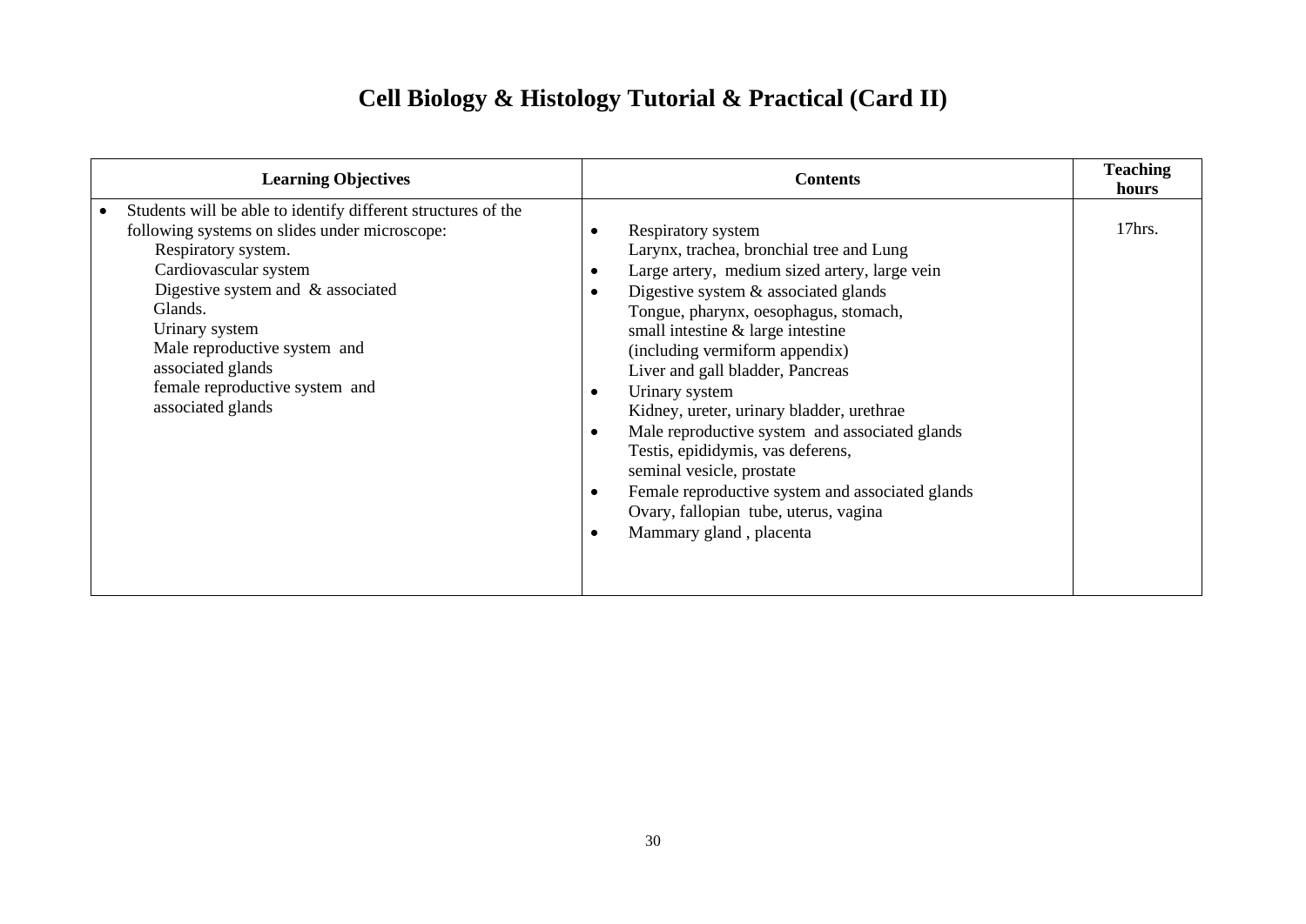# Cell Biology & Histology Tutorial & Practical (Card II)

| Learning Objectives | Contents | Teaching hours |
|---|---|---|
| • Students will be able to identify different structures of the following systems on slides under microscope:<br>Respiratory system.<br>Cardiovascular system<br>Digestive system and & associated Glands.<br>Urinary system<br>Male reproductive system and associated glands<br>female reproductive system and associated glands | • Respiratory system<br>Larynx, trachea, bronchial tree and Lung<br>• Large artery, medium sized artery, large vein<br>• Digestive system & associated glands<br>Tongue, pharynx, oesophagus, stomach, small intestine & large intestine (including vermiform appendix)<br>Liver and gall bladder, Pancreas<br>• Urinary system<br>Kidney, ureter, urinary bladder, urethrae<br>• Male reproductive system and associated glands<br>Testis, epididymis, vas deferens, seminal vesicle, prostate<br>• Female reproductive system and associated glands<br>Ovary, fallopian tube, uterus, vagina<br>• Mammary gland , placenta | 17hrs. |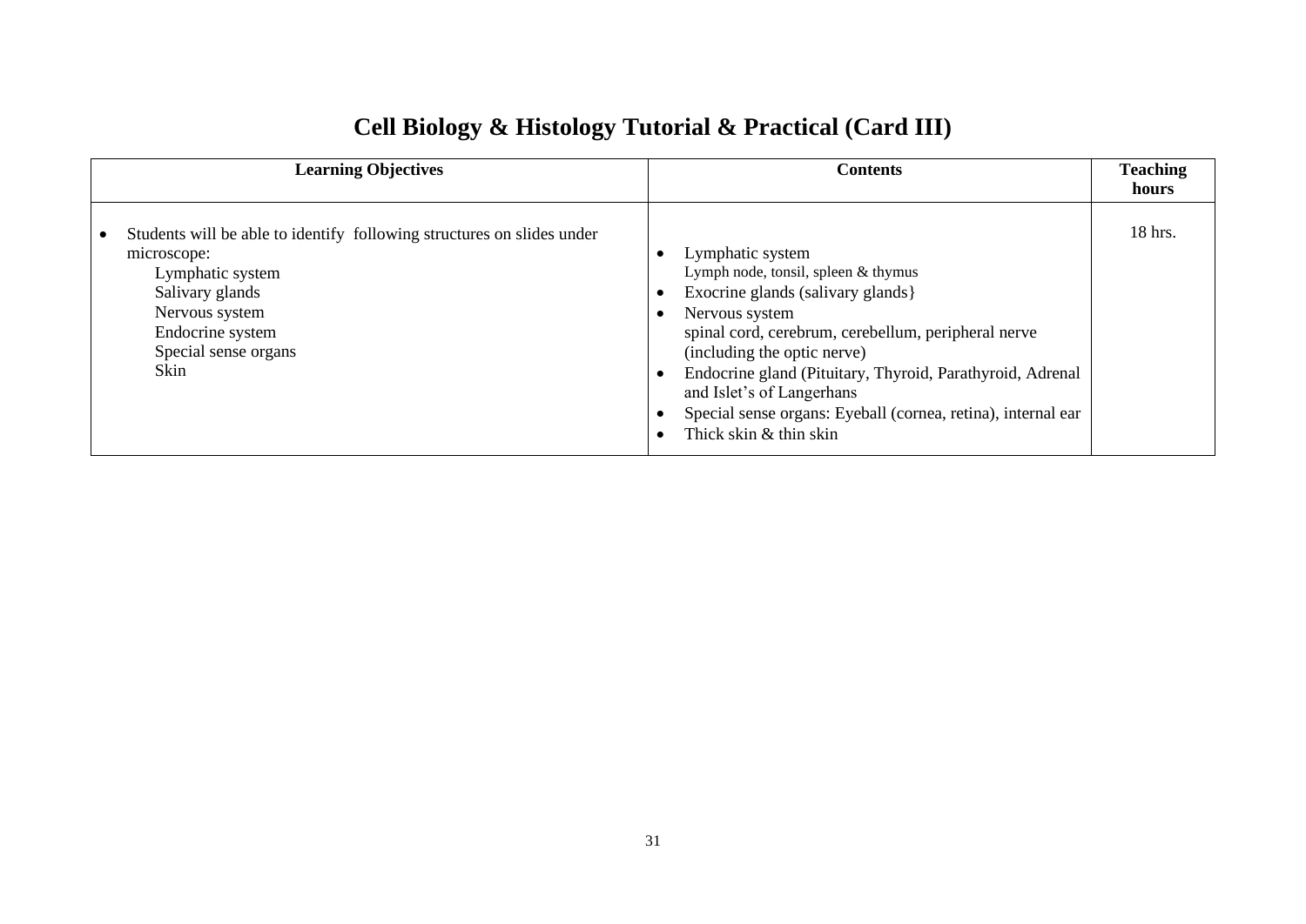# Cell Biology & Histology Tutorial & Practical (Card III)

| Learning Objectives | Contents | Teaching hours |
|---|---|---|
| • Students will be able to identify following structures on slides under microscope:<br>Lymphatic system<br>Salivary glands<br>Nervous system<br>Endocrine system<br>Special sense organs<br>Skin | • Lymphatic system<br>Lymph node, tonsil, spleen & thymus<br>• Exocrine glands (salivary glands}<br>• Nervous system<br>spinal cord, cerebrum, cerebellum, peripheral nerve (including the optic nerve)<br>• Endocrine gland (Pituitary, Thyroid, Parathyroid, Adrenal and Islet's of Langerhans<br>• Special sense organs: Eyeball (cornea, retina), internal ear<br>• Thick skin & thin skin | 18 hrs. |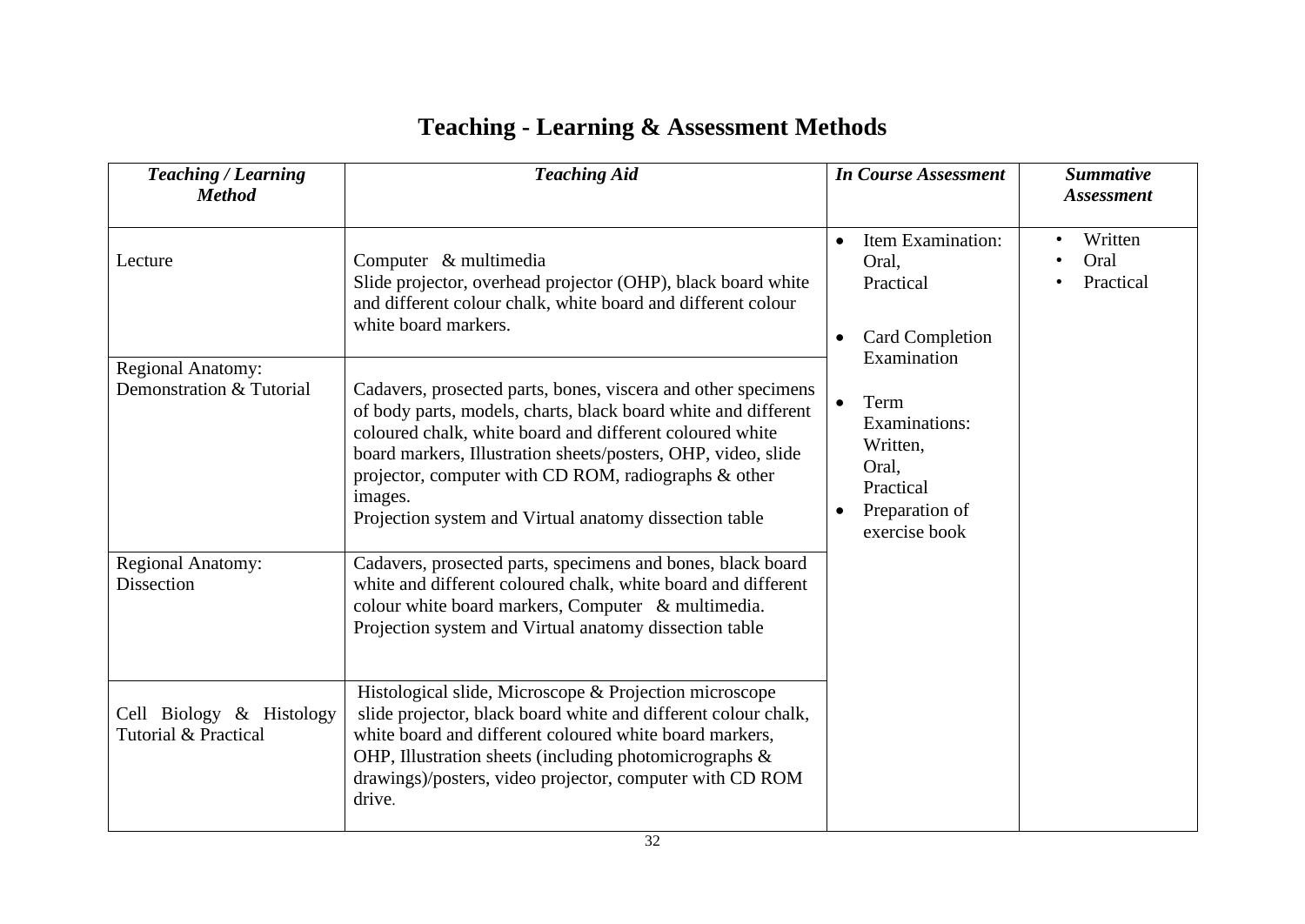# Teaching - Learning & Assessment Methods

| *Teaching / Learning Method* | *Teaching Aid* | *In Course Assessment* | *Summative Assessment* |
|---|---|---|---|
| Lecture | Computer & multimedia<br>Slide projector, overhead projector (OHP), black board white and different colour chalk, white board and different colour white board markers. | • Item Examination: Oral, Practical<br><br>• Card Completion Examination<br><br>• Term Examinations: Written, Oral, Practical<br>• Preparation of exercise book | • Written<br>• Oral<br>• Practical |
| Regional Anatomy: Demonstration & Tutorial | Cadavers, prosected parts, bones, viscera and other specimens of body parts, models, charts, black board white and different coloured chalk, white board and different coloured white board markers, Illustration sheets/posters, OHP, video, slide projector, computer with CD ROM, radiographs & other images.<br>Projection system and Virtual anatomy dissection table | | |
| Regional Anatomy: Dissection | Cadavers, prosected parts, specimens and bones, black board white and different coloured chalk, white board and different colour white board markers, Computer & multimedia.<br>Projection system and Virtual anatomy dissection table | | |
| Cell Biology & Histology Tutorial & Practical | Histological slide, Microscope & Projection microscope slide projector, black board white and different colour chalk, white board and different coloured white board markers, OHP, Illustration sheets (including photomicrographs & drawings)/posters, video projector, computer with CD ROM drive. | | |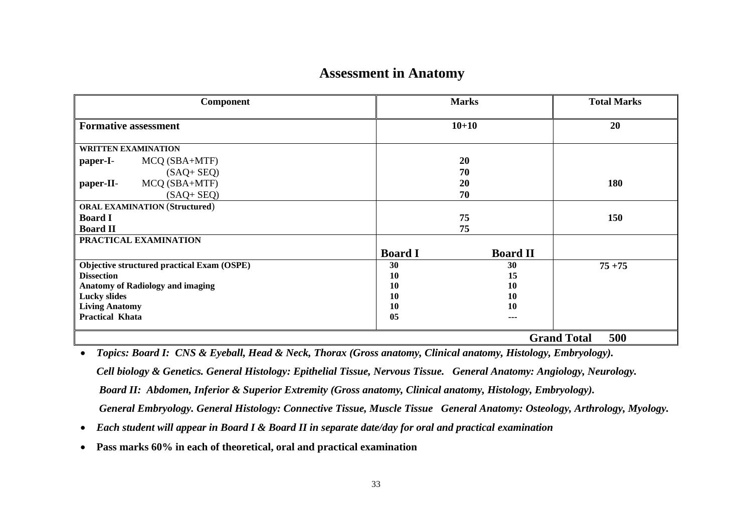# Assessment in Anatomy

| Component | Marks | | Total Marks |
|---|---|---|---|
| **Formative assessment** | **10+10** | | **20** |
| **WRITTEN EXAMINATION** | | | |
| **paper-I**- MCQ (SBA+MTF) | **20** | | |
| (SAQ+ SEQ) | **70** | | |
| **paper-II**- MCQ (SBA+MTF) | **20** | | **180** |
| (SAQ+ SEQ) | **70** | | |
| **ORAL EXAMINATION (Structured)** | | | |
| **Board I** | **75** | | **150** |
| **Board II** | **75** | | |
| **PRACTICAL EXAMINATION** | **Board I** | **Board II** | |
| **Objective structured practical Exam (OSPE)** | **30** | **30** | **75 +75** |
| **Dissection** | **10** | **15** | |
| **Anatomy of Radiology and imaging** | **10** | **10** | |
| **Lucky slides** | **10** | **10** | |
| **Living Anatomy** | **10** | **10** | |
| **Practical Khata** | **05** | **---** | |
| | | **Grand Total** | **500** |

- ***Topics: Board I: CNS & Eyeball, Head & Neck, Thorax (Gross anatomy, Clinical anatomy, Histology, Embryology).***

  ***Cell biology & Genetics. General Histology: Epithelial Tissue, Nervous Tissue. General Anatomy: Angiology, Neurology.***

  ***Board II: Abdomen, Inferior & Superior Extremity (Gross anatomy, Clinical anatomy, Histology, Embryology).***

  ***General Embryology. General Histology: Connective Tissue, Muscle Tissue General Anatomy: Osteology, Arthrology, Myology.***

- ***Each student will appear in Board I & Board II in separate date/day for oral and practical examination***
- **Pass marks 60% in each of theoretical, oral and practical examination**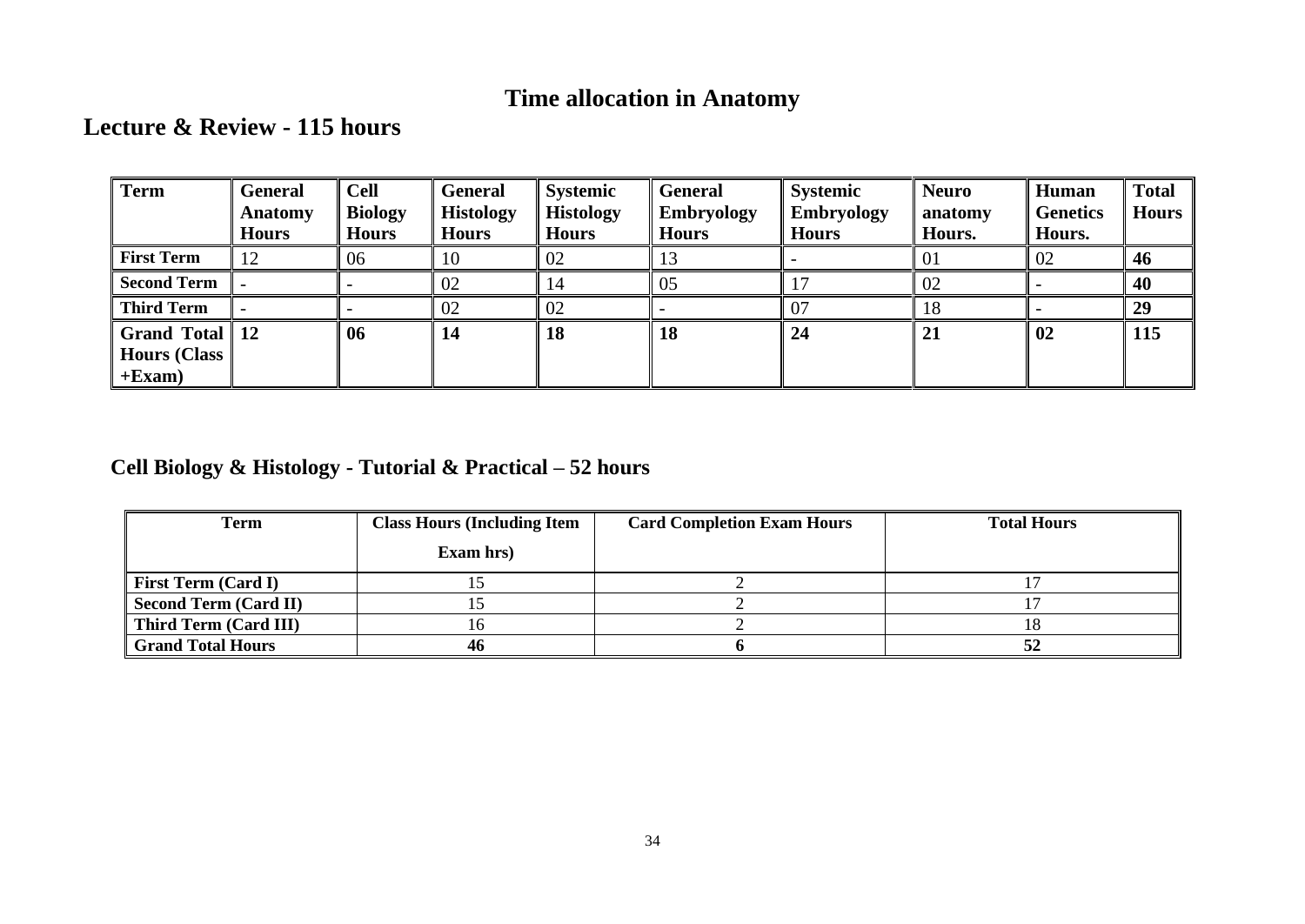# Time allocation in Anatomy

## Lecture & Review - 115 hours

| Term | General Anatomy Hours | Cell Biology Hours | General Histology Hours | Systemic Histology Hours | General Embryology Hours | Systemic Embryology Hours | Neuro anatomy Hours. | Human Genetics Hours. | Total Hours |
|---|---|---|---|---|---|---|---|---|---|
| **First Term** | 12 | 06 | 10 | 02 | 13 | - | 01 | 02 | **46** |
| **Second Term** | - | - | 02 | 14 | 05 | 17 | 02 | - | **40** |
| **Third Term** | - | - | 02 | 02 | - | 07 | 18 | - | **29** |
| **Grand Total Hours (Class +Exam)** | **12** | **06** | **14** | **18** | **18** | **24** | **21** | **02** | **115** |

## Cell Biology & Histology - Tutorial & Practical – 52 hours

| Term | Class Hours (Including Item Exam hrs) | Card Completion Exam Hours | Total Hours |
|---|---|---|---|
| **First Term (Card I)** | 15 | 2 | 17 |
| **Second Term (Card II)** | 15 | 2 | 17 |
| **Third Term (Card III)** | 16 | 2 | 18 |
| **Grand Total Hours** | **46** | **6** | **52** |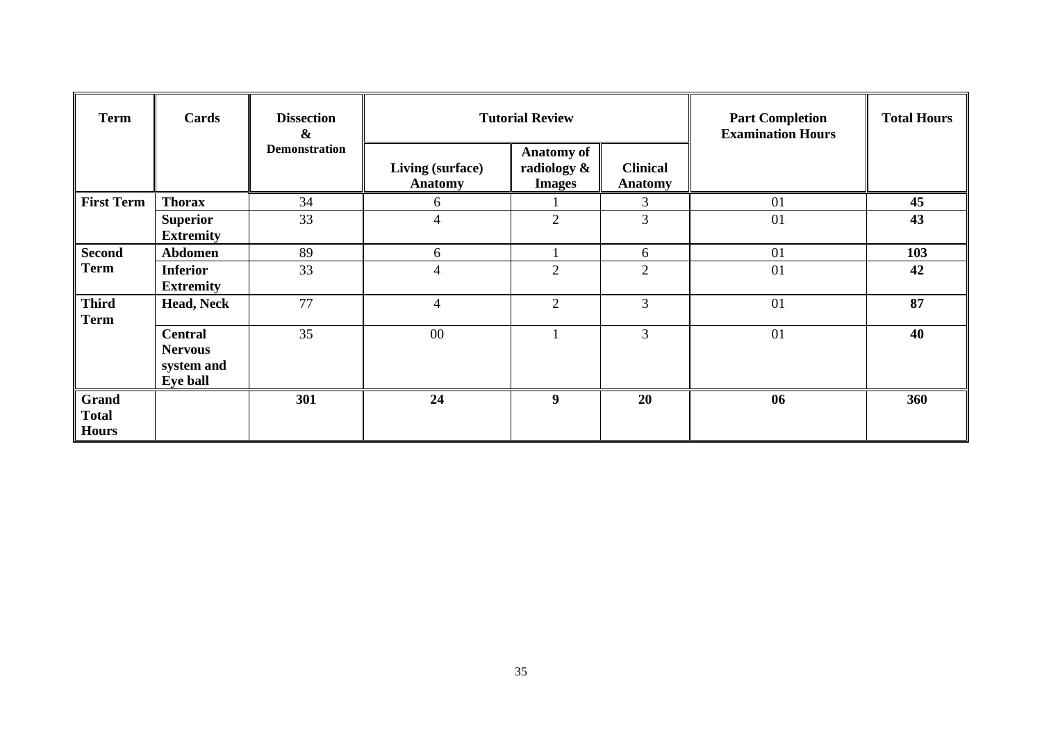| Term | Cards | Dissection & Demonstration | Tutorial Review | | | Part Completion Examination Hours | Total Hours |
|---|---|---|---|---|---|---|---|
| | | | Living (surface) Anatomy | Anatomy of radiology & Images | Clinical Anatomy | | |
| **First Term** | **Thorax** | 34 | 6 | 1 | 3 | 01 | **45** |
| | **Superior Extremity** | 33 | 4 | 2 | 3 | 01 | **43** |
| **Second Term** | **Abdomen** | 89 | 6 | 1 | 6 | 01 | **103** |
| | **Inferior Extremity** | 33 | 4 | 2 | 2 | 01 | **42** |
| **Third Term** | **Head, Neck** | 77 | 4 | 2 | 3 | 01 | **87** |
| | **Central Nervous system and Eye ball** | 35 | 00 | 1 | 3 | 01 | **40** |
| **Grand Total Hours** | | **301** | **24** | **9** | **20** | **06** | **360** |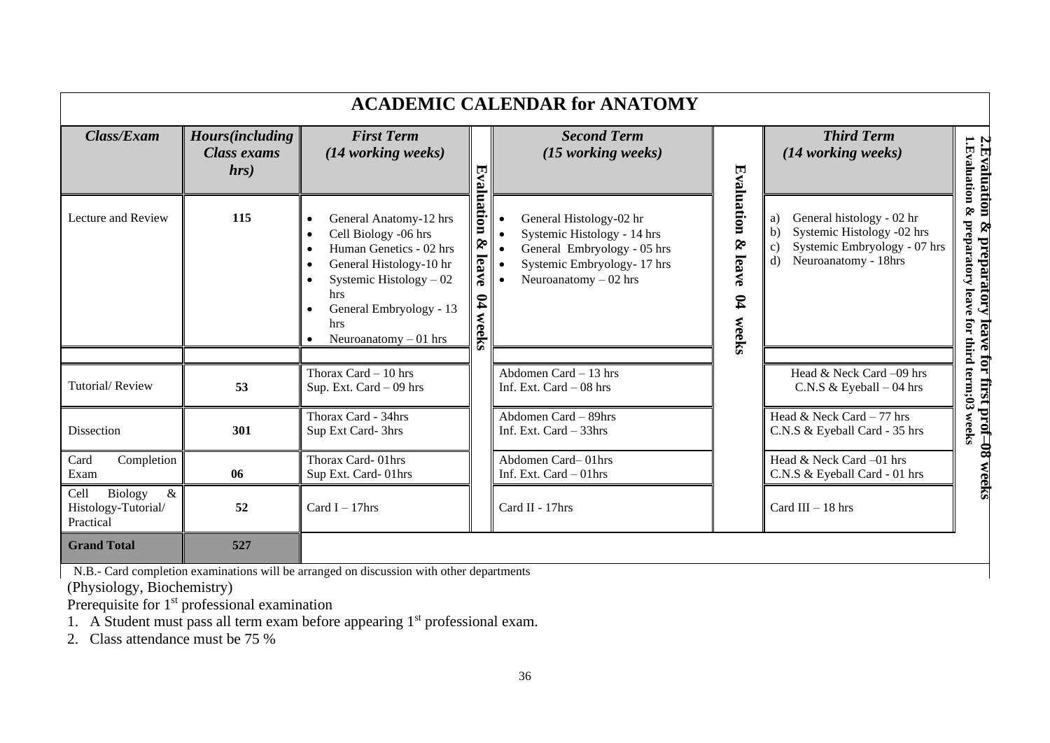# ACADEMIC CALENDAR for ANATOMY

| *Class/Exam* | *Hours(including Class exams hrs)* | *First Term (14 working weeks)* | | *Second Term (15 working weeks)* | | *Third Term (14 working weeks)* | |
|---|---|---|---|---|---|---|---|
| Lecture and Review | **115** | • General Anatomy-12 hrs<br>• Cell Biology -06 hrs<br>• Human Genetics - 02 hrs<br>• General Histology-10 hr<br>• Systemic Histology – 02 hrs<br>• General Embryology - 13 hrs<br>• Neuroanatomy – 01 hrs | **Evaluation & leave 04 weeks** | • General Histology-02 hr<br>• Systemic Histology - 14 hrs<br>• General Embryology - 05 hrs<br>• Systemic Embryology- 17 hrs<br>• Neuroanatomy – 02 hrs | **Evaluation & leave 04 weeks** | a) General histology - 02 hr<br>b) Systemic Histology -02 hrs<br>c) Systemic Embryology - 07 hrs<br>d) Neuroanatomy - 18hrs | **1.Evaluation & preparatory leave for third term;03 weeks<br>2.Evaluation & preparatory leave for first prof–08 weeks** |
| | | | | | | | |
| Tutorial/ Review | **53** | Thorax Card – 10 hrs<br>Sup. Ext. Card – 09 hrs | | Abdomen Card – 13 hrs<br>Inf. Ext. Card – 08 hrs | | Head & Neck Card –09 hrs<br>C.N.S & Eyeball – 04 hrs | |
| Dissection | **301** | Thorax Card - 34hrs<br>Sup Ext Card- 3hrs | | Abdomen Card – 89hrs<br>Inf. Ext. Card – 33hrs | | Head & Neck Card – 77 hrs<br>C.N.S & Eyeball Card - 35 hrs | |
| Card Completion Exam | **06** | Thorax Card- 01hrs<br>Sup Ext. Card- 01hrs | | Abdomen Card– 01hrs<br>Inf. Ext. Card – 01hrs | | Head & Neck Card –01 hrs<br>C.N.S & Eyeball Card - 01 hrs | |
| Cell Biology & Histology-Tutorial/ Practical | **52** | Card I – 17hrs | | Card II - 17hrs | | Card III – 18 hrs | |
| **Grand Total** | **527** | | | | | | |

N.B.- Card completion examinations will be arranged on discussion with other departments (Physiology, Biochemistry)

Prerequisite for 1st professional examination

1. A Student must pass all term exam before appearing 1st professional exam.
2. Class attendance must be 75 %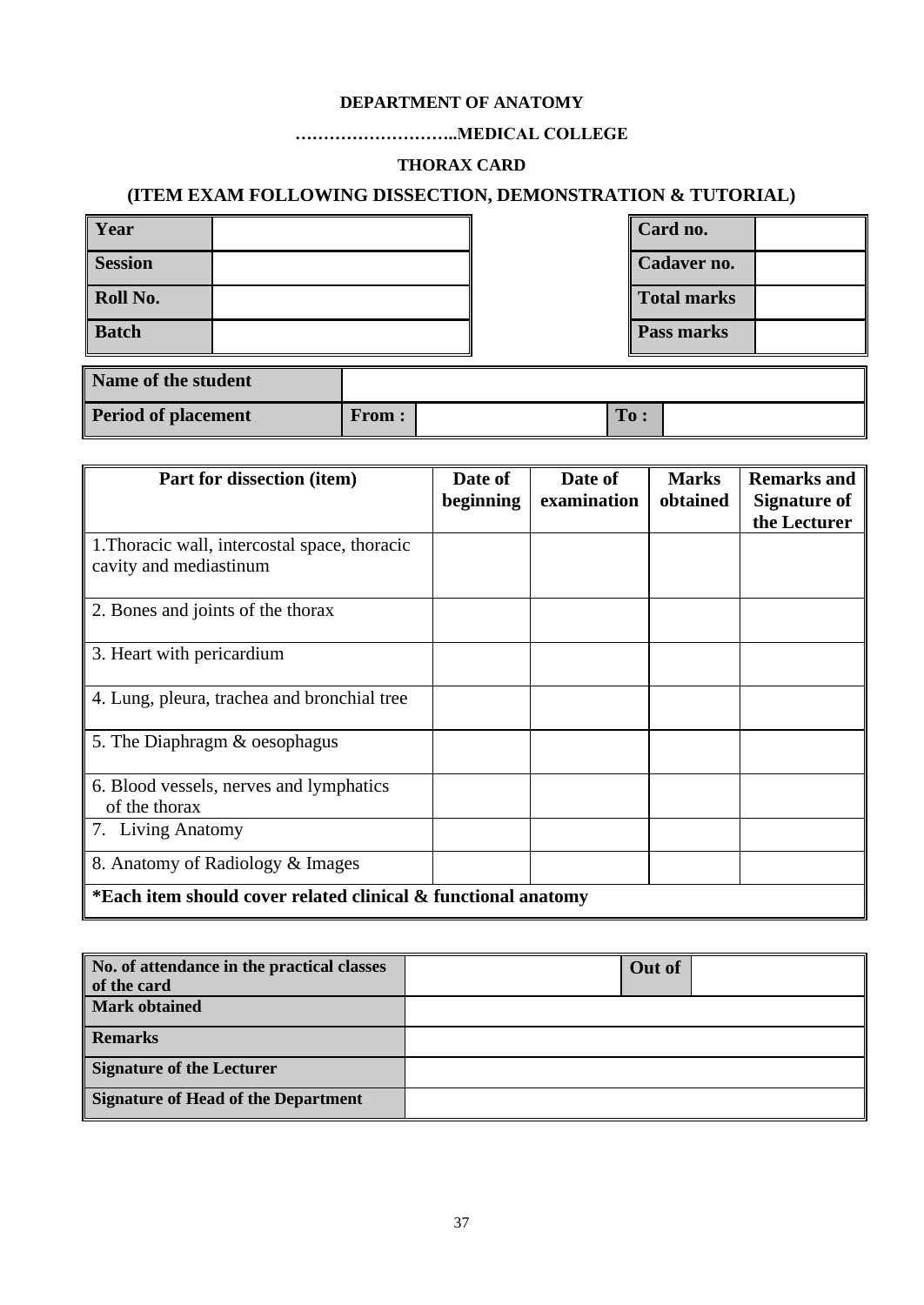**DEPARTMENT OF ANATOMY**

**………………………..MEDICAL COLLEGE**

**THORAX CARD**

**(ITEM EXAM FOLLOWING DISSECTION, DEMONSTRATION & TUTORIAL)**

| | |
|---|---|
| **Year** | |
| **Session** | |
| **Roll No.** | |
| **Batch** | |

| | |
|---|---|
| **Card no.** | |
| **Cadaver no.** | |
| **Total marks** | |
| **Pass marks** | |

| | | | | |
|---|---|---|---|---|
| **Name of the student** | | | | |
| **Period of placement** | **From :** | | **To :** | |

| Part for dissection (item) | Date of beginning | Date of examination | Marks obtained | Remarks and Signature of the Lecturer |
|---|---|---|---|---|
| 1.Thoracic wall, intercostal space, thoracic cavity and mediastinum | | | | |
| 2. Bones and joints of the thorax | | | | |
| 3. Heart with pericardium | | | | |
| 4. Lung, pleura, trachea and bronchial tree | | | | |
| 5. The Diaphragm & oesophagus | | | | |
| 6. Blood vessels, nerves and lymphatics of the thorax | | | | |
| 7. Living Anatomy | | | | |
| 8. Anatomy of Radiology & Images | | | | |
| ***Each item should cover related clinical & functional anatomy** | | | | |

| | | | |
|---|---|---|---|
| **No. of attendance in the practical classes of the card** | | **Out of** | |
| **Mark obtained** | | | |
| **Remarks** | | | |
| **Signature of the Lecturer** | | | |
| **Signature of Head of the Department** | | | |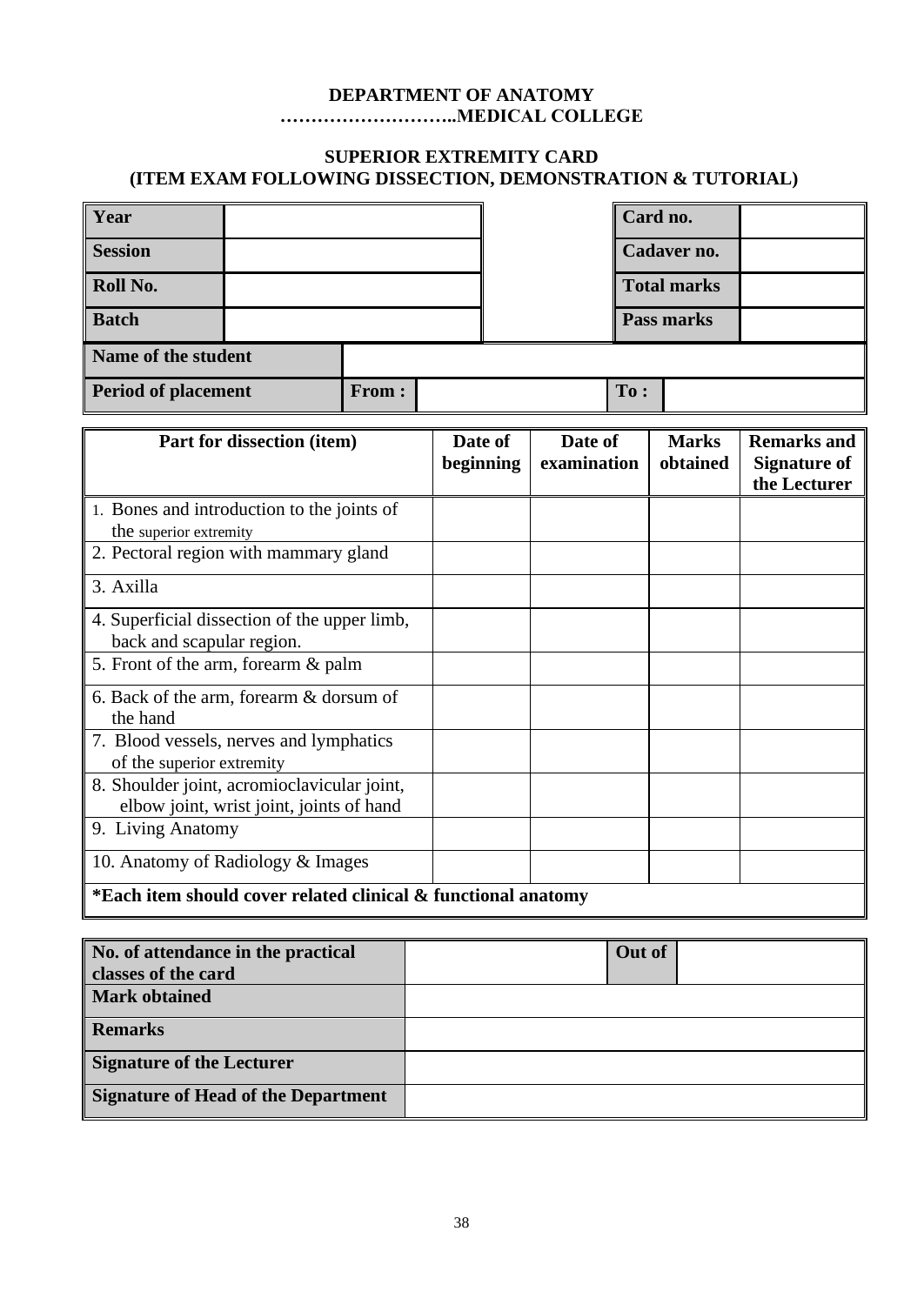**DEPARTMENT OF ANATOMY**
**………………………..MEDICAL COLLEGE**

**SUPERIOR EXTREMITY CARD**
**(ITEM EXAM FOLLOWING DISSECTION, DEMONSTRATION & TUTORIAL)**

| **Year** | | | **Card no.** | |
|---|---|---|---|---|
| **Session** | | | **Cadaver no.** | |
| **Roll No.** | | | **Total marks** | |
| **Batch** | | | **Pass marks** | |

| **Name of the student** | | | | |
|---|---|---|---|---|
| **Period of placement** | **From :** | | **To :** | |

| **Part for dissection (item)** | **Date of beginning** | **Date of examination** | **Marks obtained** | **Remarks and Signature of the Lecturer** |
|---|---|---|---|---|
| 1. Bones and introduction to the joints of the superior extremity | | | | |
| 2. Pectoral region with mammary gland | | | | |
| 3. Axilla | | | | |
| 4. Superficial dissection of the upper limb, back and scapular region. | | | | |
| 5. Front of the arm, forearm & palm | | | | |
| 6. Back of the arm, forearm & dorsum of the hand | | | | |
| 7. Blood vessels, nerves and lymphatics of the superior extremity | | | | |
| 8. Shoulder joint, acromioclavicular joint, elbow joint, wrist joint, joints of hand | | | | |
| 9. Living Anatomy | | | | |
| 10. Anatomy of Radiology & Images | | | | |
| **\*Each item should cover related clinical & functional anatomy** | | | | |

| **No. of attendance in the practical classes of the card** | | **Out of** | |
|---|---|---|---|
| **Mark obtained** | | | |
| **Remarks** | | | |
| **Signature of the Lecturer** | | | |
| **Signature of Head of the Department** | | | |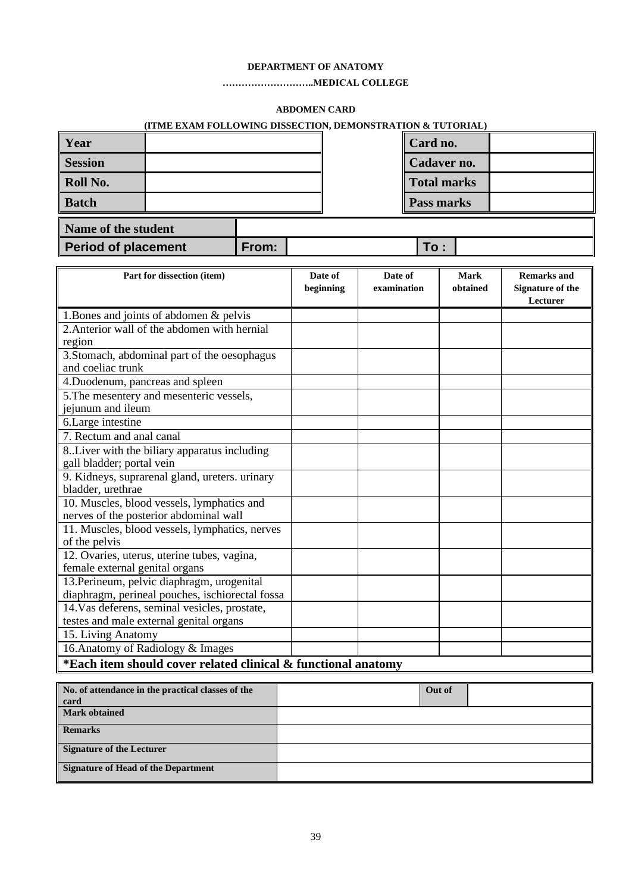**DEPARTMENT OF ANATOMY**

**………………………..MEDICAL COLLEGE**

**ABDOMEN CARD**

**(ITME EXAM FOLLOWING DISSECTION, DEMONSTRATION & TUTORIAL)**

| **Year** | | | **Card no.** | |
|---|---|---|---|---|
| **Session** | | | **Cadaver no.** | |
| **Roll No.** | | | **Total marks** | |
| **Batch** | | | **Pass marks** | |

| **Name of the student** | | | | |
|---|---|---|---|---|
| **Period of placement** | **From:** | | **To :** | |

| Part for dissection (item) | Date of beginning | Date of examination | Mark obtained | Remarks and Signature of the Lecturer |
|---|---|---|---|---|
| 1.Bones and joints of abdomen & pelvis | | | | |
| 2.Anterior wall of the abdomen with hernial region | | | | |
| 3.Stomach, abdominal part of the oesophagus and coeliac trunk | | | | |
| 4.Duodenum, pancreas and spleen | | | | |
| 5.The mesentery and mesenteric vessels, jejunum and ileum | | | | |
| 6.Large intestine | | | | |
| 7. Rectum and anal canal | | | | |
| 8..Liver with the biliary apparatus including gall bladder; portal vein | | | | |
| 9. Kidneys, suprarenal gland, ureters. urinary bladder, urethrae | | | | |
| 10. Muscles, blood vessels, lymphatics and nerves of the posterior abdominal wall | | | | |
| 11. Muscles, blood vessels, lymphatics, nerves of the pelvis | | | | |
| 12. Ovaries, uterus, uterine tubes, vagina, female external genital organs | | | | |
| 13.Perineum, pelvic diaphragm, urogenital diaphragm, perineal pouches, ischiorectal fossa | | | | |
| 14.Vas deferens, seminal vesicles, prostate, testes and male external genital organs | | | | |
| 15. Living Anatomy | | | | |
| 16.Anatomy of Radiology & Images | | | | |
| ***Each item should cover related clinical & functional anatomy** | | | | |

| **No. of attendance in the practical classes of the card** | | **Out of** | |
|---|---|---|---|
| **Mark obtained** | | | |
| **Remarks** | | | |
| **Signature of the Lecturer** | | | |
| **Signature of Head of the Department** | | | |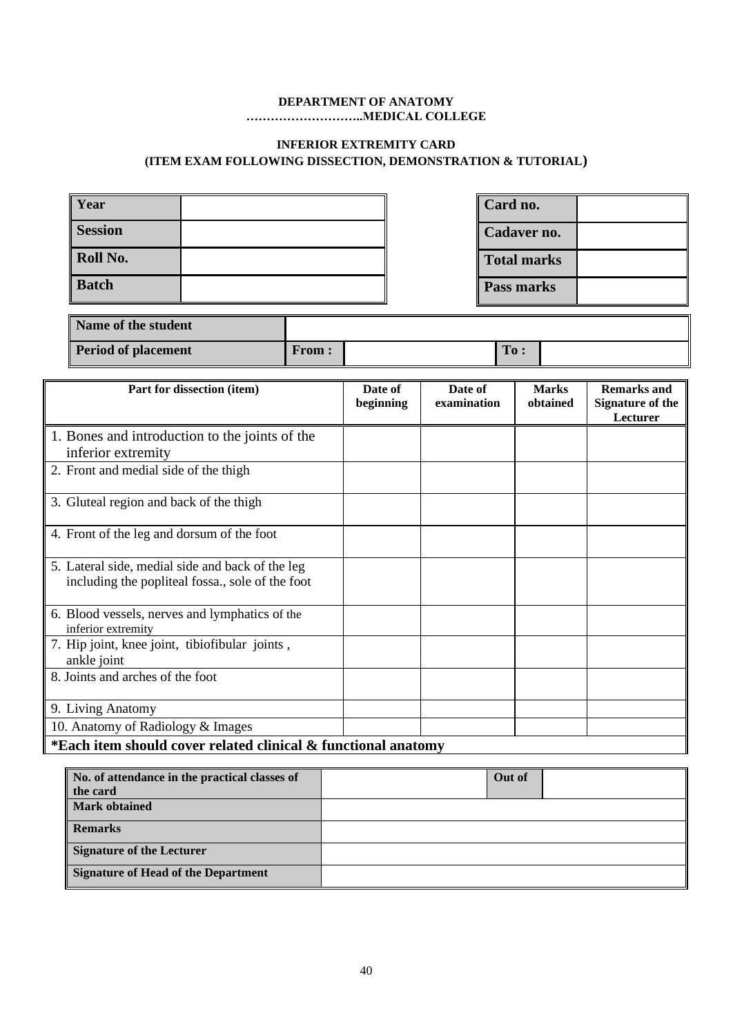**DEPARTMENT OF ANATOMY**
**………………………..MEDICAL COLLEGE**

**INFERIOR EXTREMITY CARD**
**(ITEM EXAM FOLLOWING DISSECTION, DEMONSTRATION & TUTORIAL)**

| Year | |
|---|---|
| Session | |
| Roll No. | |
| Batch | |

| Card no. | |
|---|---|
| Cadaver no. | |
| Total marks | |
| Pass marks | |

| Name of the student | | | | |
|---|---|---|---|---|
| Period of placement | From : | | To : | |

| Part for dissection (item) | Date of beginning | Date of examination | Marks obtained | Remarks and Signature of the Lecturer |
|---|---|---|---|---|
| 1. Bones and introduction to the joints of the inferior extremity | | | | |
| 2. Front and medial side of the thigh | | | | |
| 3. Gluteal region and back of the thigh | | | | |
| 4. Front of the leg and dorsum of the foot | | | | |
| 5. Lateral side, medial side and back of the leg including the popliteal fossa., sole of the foot | | | | |
| 6. Blood vessels, nerves and lymphatics of the inferior extremity | | | | |
| 7. Hip joint, knee joint, tibiofibular joints , ankle joint | | | | |
| 8. Joints and arches of the foot | | | | |
| 9. Living Anatomy | | | | |
| 10. Anatomy of Radiology & Images | | | | |

**\*Each item should cover related clinical & functional anatomy**

| No. of attendance in the practical classes of the card | | Out of | |
|---|---|---|---|
| Mark obtained | | | |
| Remarks | | | |
| Signature of the Lecturer | | | |
| Signature of Head of the Department | | | |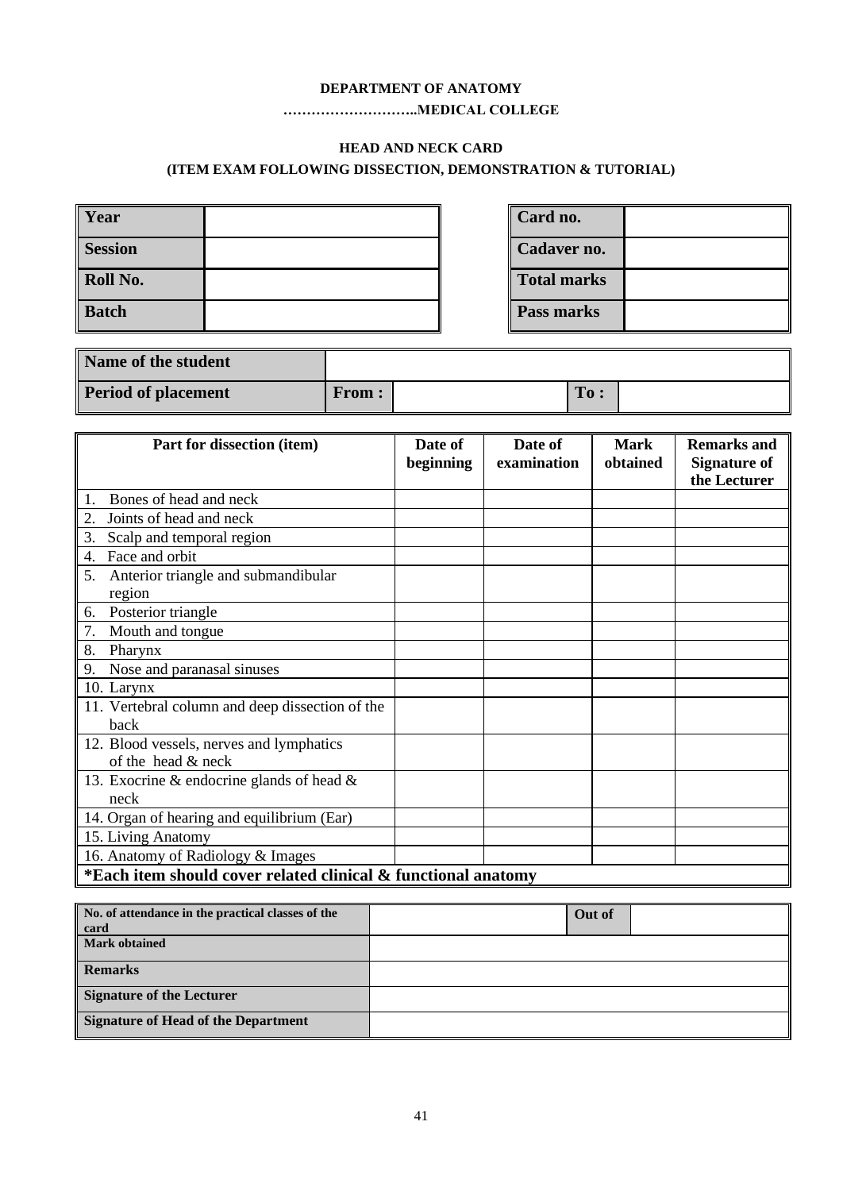**DEPARTMENT OF ANATOMY**

**………………………..MEDICAL COLLEGE**

**HEAD AND NECK CARD**

**(ITEM EXAM FOLLOWING DISSECTION, DEMONSTRATION & TUTORIAL)**

| **Year** | |
|---|---|
| **Session** | |
| **Roll No.** | |
| **Batch** | |

| **Card no.** | |
|---|---|
| **Cadaver no.** | |
| **Total marks** | |
| **Pass marks** | |

| **Name of the student** | | | | |
|---|---|---|---|---|
| **Period of placement** | **From :** | | **To :** | |

| Part for dissection (item) | Date of beginning | Date of examination | Mark obtained | Remarks and Signature of the Lecturer |
|---|---|---|---|---|
| 1. Bones of head and neck | | | | |
| 2. Joints of head and neck | | | | |
| 3. Scalp and temporal region | | | | |
| 4. Face and orbit | | | | |
| 5. Anterior triangle and submandibular region | | | | |
| 6. Posterior triangle | | | | |
| 7. Mouth and tongue | | | | |
| 8. Pharynx | | | | |
| 9. Nose and paranasal sinuses | | | | |
| 10. Larynx | | | | |
| 11. Vertebral column and deep dissection of the back | | | | |
| 12. Blood vessels, nerves and lymphatics of the head & neck | | | | |
| 13. Exocrine & endocrine glands of head & neck | | | | |
| 14. Organ of hearing and equilibrium (Ear) | | | | |
| 15. Living Anatomy | | | | |
| 16. Anatomy of Radiology & Images | | | | |
| **\*Each item should cover related clinical & functional anatomy** | | | | |

| **No. of attendance in the practical classes of the card** | | **Out of** | |
|---|---|---|---|
| **Mark obtained** | | | |
| **Remarks** | | | |
| **Signature of the Lecturer** | | | |
| **Signature of Head of the Department** | | | |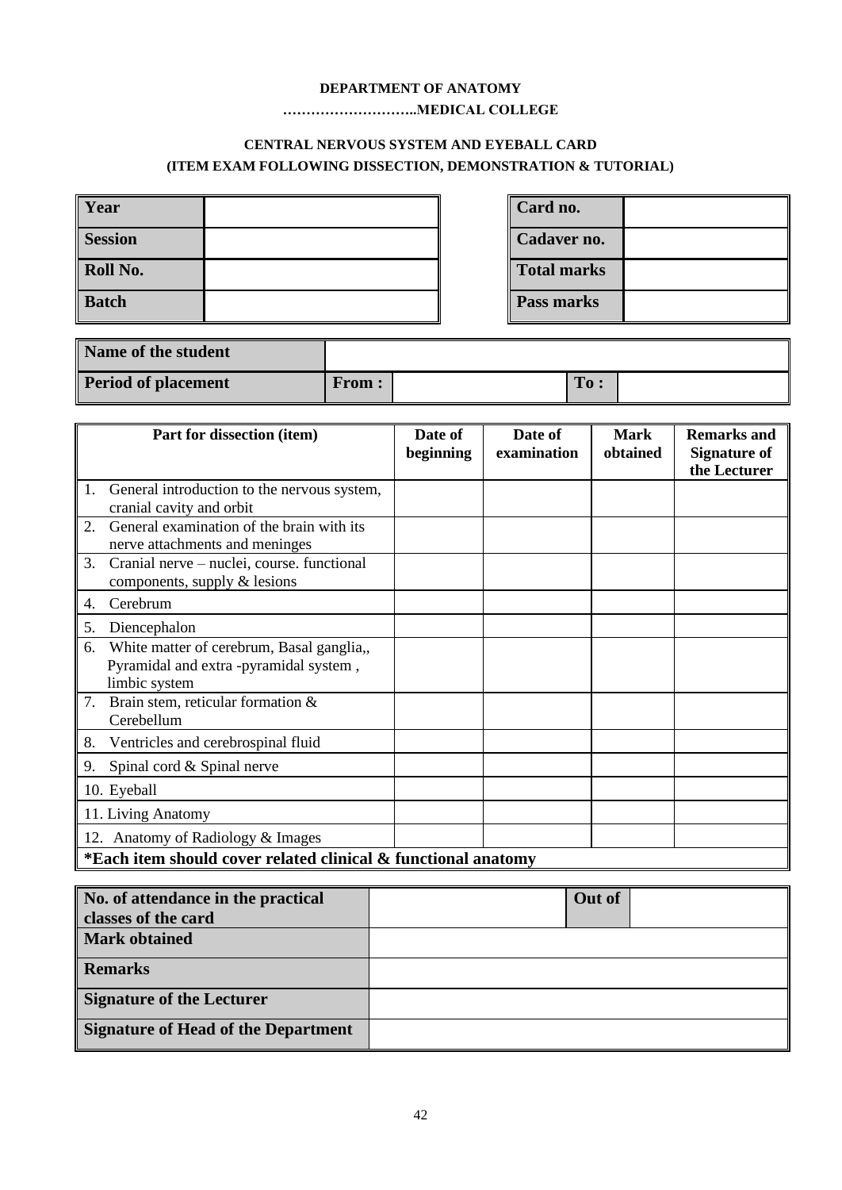**DEPARTMENT OF ANATOMY**

**………………………..MEDICAL COLLEGE**

**CENTRAL NERVOUS SYSTEM AND EYEBALL CARD**

**(ITEM EXAM FOLLOWING DISSECTION, DEMONSTRATION & TUTORIAL)**

| **Year** | |
|---|---|
| **Session** | |
| **Roll No.** | |
| **Batch** | |

| **Card no.** | |
|---|---|
| **Cadaver no.** | |
| **Total marks** | |
| **Pass marks** | |

| **Name of the student** | | | | |
|---|---|---|---|---|
| **Period of placement** | **From :** | | **To :** | |

| Part for dissection (item) | Date of beginning | Date of examination | Mark obtained | Remarks and Signature of the Lecturer |
|---|---|---|---|---|
| 1. General introduction to the nervous system, cranial cavity and orbit | | | | |
| 2. General examination of the brain with its nerve attachments and meninges | | | | |
| 3. Cranial nerve – nuclei, course. functional components, supply & lesions | | | | |
| 4. Cerebrum | | | | |
| 5. Diencephalon | | | | |
| 6. White matter of cerebrum, Basal ganglia,, Pyramidal and extra -pyramidal system , limbic system | | | | |
| 7. Brain stem, reticular formation & Cerebellum | | | | |
| 8. Ventricles and cerebrospinal fluid | | | | |
| 9. Spinal cord & Spinal nerve | | | | |
| 10. Eyeball | | | | |
| 11. Living Anatomy | | | | |
| 12. Anatomy of Radiology & Images | | | | |
| **\*Each item should cover related clinical & functional anatomy** | | | | |

| **No. of attendance in the practical classes of the card** | | **Out of** | |
|---|---|---|---|
| **Mark obtained** | | | |
| **Remarks** | | | |
| **Signature of the Lecturer** | | | |
| **Signature of Head of the Department** | | | |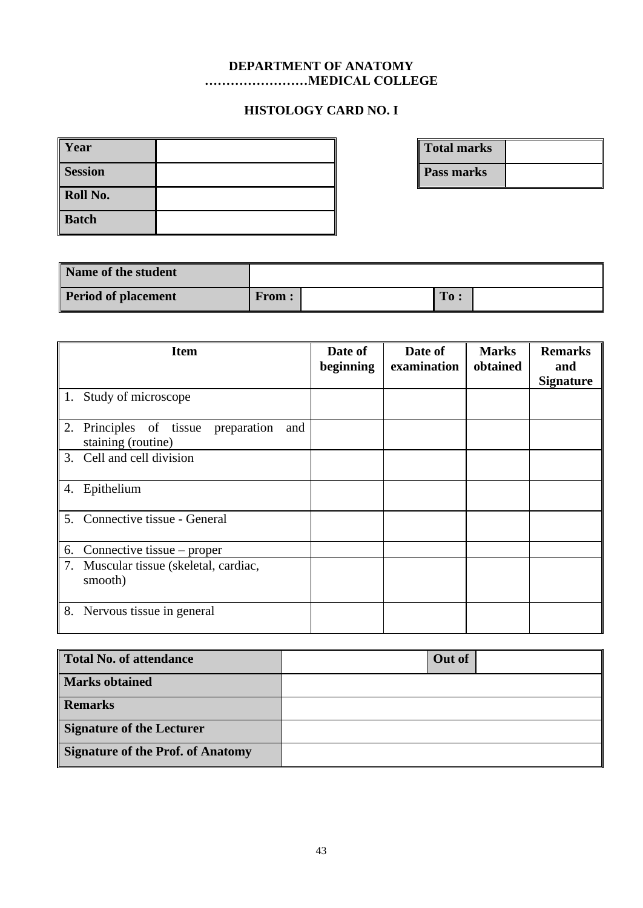**DEPARTMENT OF ANATOMY**
**……………………MEDICAL COLLEGE**

**HISTOLOGY CARD NO. I**

| **Year** | |
|---|---|
| **Session** | |
| **Roll No.** | |
| **Batch** | |

| **Total marks** | |
|---|---|
| **Pass marks** | |

| **Name of the student** | | | | |
|---|---|---|---|---|
| **Period of placement** | **From :** | | **To :** | |

| Item | Date of beginning | Date of examination | Marks obtained | Remarks and Signature |
|---|---|---|---|---|
| 1. Study of microscope | | | | |
| 2. Principles of tissue preparation and staining (routine) | | | | |
| 3. Cell and cell division | | | | |
| 4. Epithelium | | | | |
| 5. Connective tissue - General | | | | |
| 6. Connective tissue – proper | | | | |
| 7. Muscular tissue (skeletal, cardiac, smooth) | | | | |
| 8. Nervous tissue in general | | | | |

| **Total No. of attendance** | | **Out of** | |
|---|---|---|---|
| **Marks obtained** | | | |
| **Remarks** | | | |
| **Signature of the Lecturer** | | | |
| **Signature of the Prof. of Anatomy** | | | |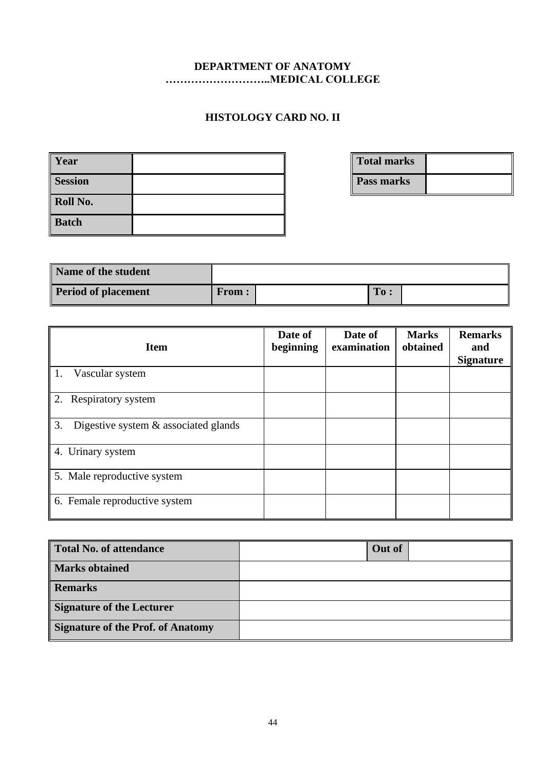**DEPARTMENT OF ANATOMY**
**………………………..MEDICAL COLLEGE**

## HISTOLOGY CARD NO. II

| **Year** | |
|---|---|
| **Session** | |
| **Roll No.** | |
| **Batch** | |

| **Total marks** | |
|---|---|
| **Pass marks** | |

| **Name of the student** | | | | |
|---|---|---|---|---|
| **Period of placement** | **From :** | | **To :** | |

| Item | Date of beginning | Date of examination | Marks obtained | Remarks and Signature |
|---|---|---|---|---|
| 1. Vascular system | | | | |
| 2. Respiratory system | | | | |
| 3. Digestive system & associated glands | | | | |
| 4. Urinary system | | | | |
| 5. Male reproductive system | | | | |
| 6. Female reproductive system | | | | |

| **Total No. of attendance** | | **Out of** | |
|---|---|---|---|
| **Marks obtained** | | | |
| **Remarks** | | | |
| **Signature of the Lecturer** | | | |
| **Signature of the Prof. of Anatomy** | | | |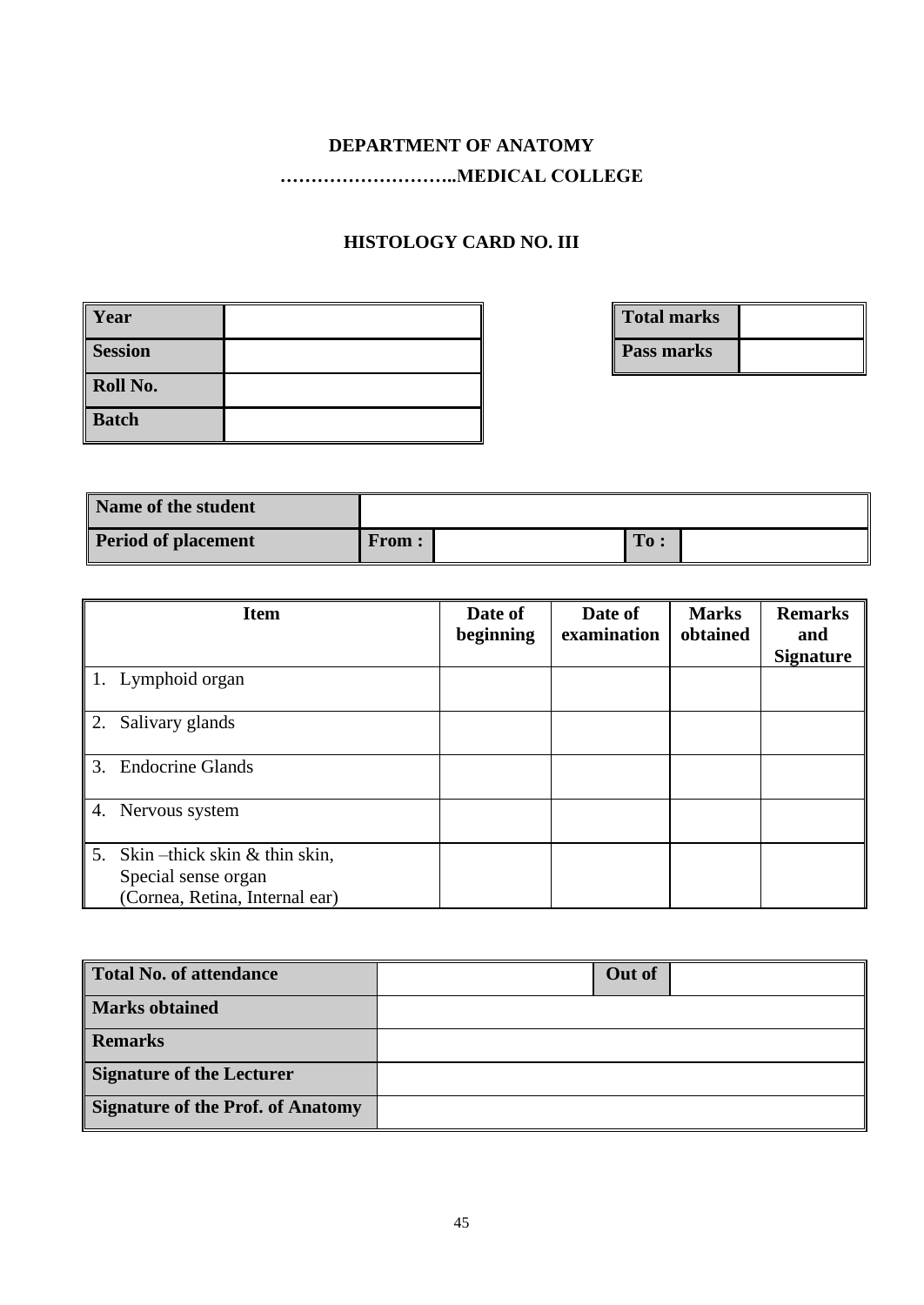**DEPARTMENT OF ANATOMY**

**………………………..MEDICAL COLLEGE**

**HISTOLOGY CARD NO. III**

| | |
|---|---|
| **Year** | |
| **Session** | |
| **Roll No.** | |
| **Batch** | |

| | |
|---|---|
| **Total marks** | |
| **Pass marks** | |

| | | | | |
|---|---|---|---|---|
| **Name of the student** | | | | |
| **Period of placement** | **From :** | | **To :** | |

| Item | Date of beginning | Date of examination | Marks obtained | Remarks and Signature |
|---|---|---|---|---|
| 1. Lymphoid organ | | | | |
| 2. Salivary glands | | | | |
| 3. Endocrine Glands | | | | |
| 4. Nervous system | | | | |
| 5. Skin –thick skin & thin skin, Special sense organ (Cornea, Retina, Internal ear) | | | | |

| | | | |
|---|---|---|---|
| **Total No. of attendance** | | **Out of** | |
| **Marks obtained** | | | |
| **Remarks** | | | |
| **Signature of the Lecturer** | | | |
| **Signature of the Prof. of Anatomy** | | | |